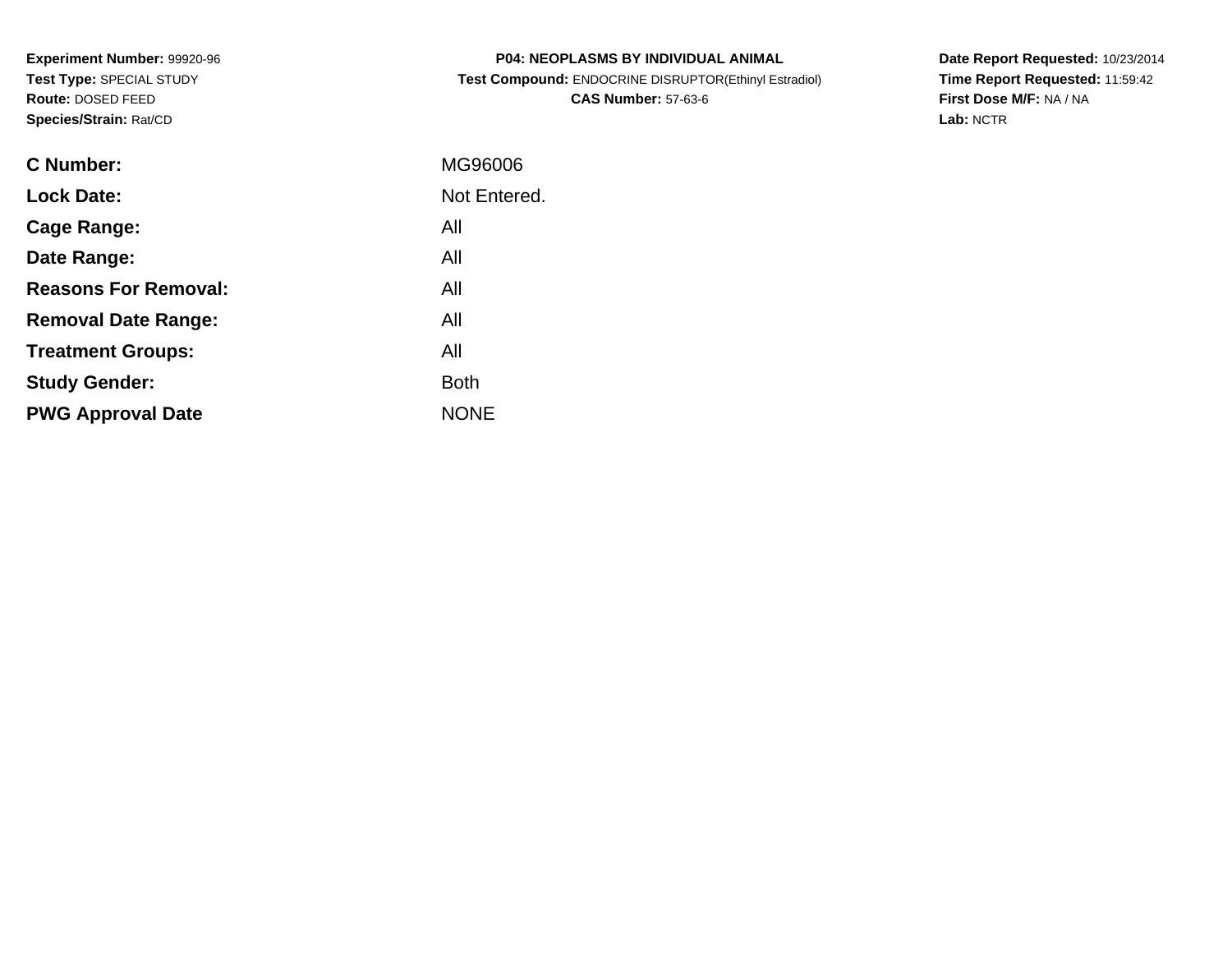**Experiment Number:** 99920-96
**Test Type:** SPECIAL STUDY
**Route:** DOSED FEED
**Species/Strain:** Rat/CD

**P04: NEOPLASMS BY INDIVIDUAL ANIMAL**
**Test Compound:** ENDOCRINE DISRUPTOR(Ethinyl Estradiol)
**CAS Number:** 57-63-6

**Date Report Requested:** 10/23/2014
**Time Report Requested:** 11:59:42
**First Dose M/F:** NA / NA
**Lab:** NCTR

| | |
|---|---|
| **C Number:** | MG96006 |
| **Lock Date:** | Not Entered. |
| **Cage Range:** | All |
| **Date Range:** | All |
| **Reasons For Removal:** | All |
| **Removal Date Range:** | All |
| **Treatment Groups:** | All |
| **Study Gender:** | Both |
| **PWG Approval Date** | NONE |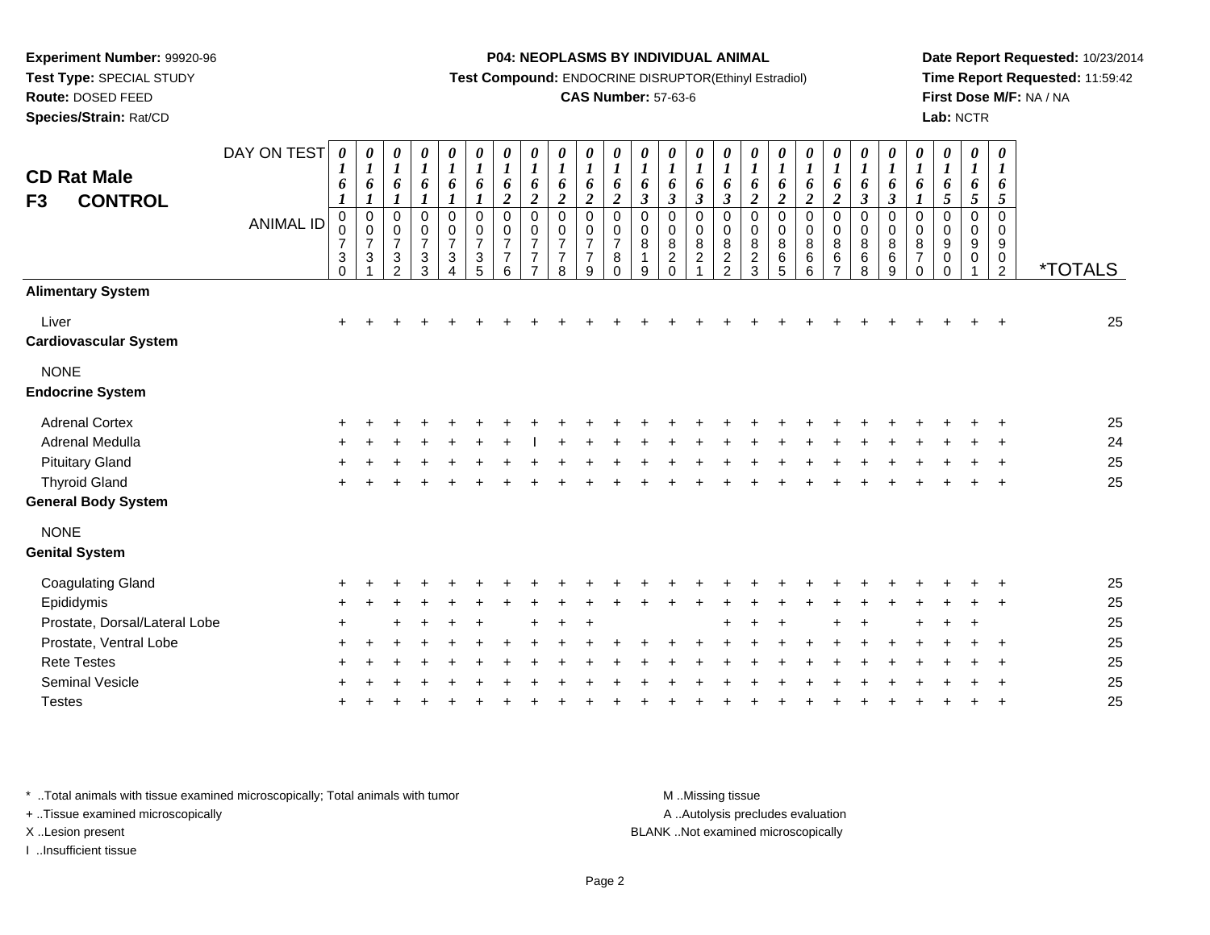**Experiment Number:** 99920-96
**Test Type:** SPECIAL STUDY
**Route:** DOSED FEED
**Species/Strain:** Rat/CD

**P04: NEOPLASMS BY INDIVIDUAL ANIMAL**
**Test Compound:** ENDOCRINE DISRUPTOR(Ethinyl Estradiol)
**CAS Number:** 57-63-6

**Date Report Requested:** 10/23/2014
**Time Report Requested:** 11:59:42
**First Dose M/F:** NA / NA
**Lab:** NCTR

## CD Rat Male
## F3 CONTROL

| DAY ON TEST | 0161 | 0161 | 0161 | 0161 | 0161 | 0161 | 0162 | 0162 | 0162 | 0162 | 0162 | 0163 | 0163 | 0163 | 0163 | 0162 | 0162 | 0162 | 0162 | 0163 | 0163 | 0161 | 0165 | 0165 | 0165 | |
|---|---|---|---|---|---|---|---|---|---|---|---|---|---|---|---|---|---|---|---|---|---|---|---|---|---|---|
| **ANIMAL ID** | 00730 | 00731 | 00732 | 00733 | 00734 | 00735 | 00776 | 00777 | 00778 | 00779 | 00780 | 00819 | 00820 | 00821 | 00822 | 00823 | 00865 | 00866 | 00867 | 00868 | 00869 | 00870 | 00900 | 00901 | 00902 | ***TOTALS** |
| **Alimentary System** | | | | | | | | | | | | | | | | | | | | | | | | | | |
| Liver | + | + | + | + | + | + | + | + | + | + | + | + | + | + | + | + | + | + | + | + | + | + | + | + | + | 25 |
| **Cardiovascular System** | | | | | | | | | | | | | | | | | | | | | | | | | | |
| NONE | | | | | | | | | | | | | | | | | | | | | | | | | | |
| **Endocrine System** | | | | | | | | | | | | | | | | | | | | | | | | | | |
| Adrenal Cortex | + | + | + | + | + | + | + | + | + | + | + | + | + | + | + | + | + | + | + | + | + | + | + | + | + | 25 |
| Adrenal Medulla | + | + | + | + | + | + | + | I | + | + | + | + | + | + | + | + | + | + | + | + | + | + | + | + | + | 24 |
| Pituitary Gland | + | + | + | + | + | + | + | + | + | + | + | + | + | + | + | + | + | + | + | + | + | + | + | + | + | 25 |
| Thyroid Gland | + | + | + | + | + | + | + | + | + | + | + | + | + | + | + | + | + | + | + | + | + | + | + | + | + | 25 |
| **General Body System** | | | | | | | | | | | | | | | | | | | | | | | | | | |
| NONE | | | | | | | | | | | | | | | | | | | | | | | | | | |
| **Genital System** | | | | | | | | | | | | | | | | | | | | | | | | | | |
| Coagulating Gland | + | + | + | + | + | + | + | + | + | + | + | + | + | + | + | + | + | + | + | + | + | + | + | + | + | 25 |
| Epididymis | + | + | + | + | + | + | + | + | + | + | + | + | + | + | + | + | + | + | + | + | + | + | + | + | + | 25 |
| Prostate, Dorsal/Lateral Lobe | + | | + | + | + | + | | + | + | + | | | | | + | + | + | | + | + | | + | + | + | | 25 |
| Prostate, Ventral Lobe | + | + | + | + | + | + | + | + | + | + | + | + | + | + | + | + | + | + | + | + | + | + | + | + | + | 25 |
| Rete Testes | + | + | + | + | + | + | + | + | + | + | + | + | + | + | + | + | + | + | + | + | + | + | + | + | + | 25 |
| Seminal Vesicle | + | + | + | + | + | + | + | + | + | + | + | + | + | + | + | + | + | + | + | + | + | + | + | + | + | 25 |
| Testes | + | + | + | + | + | + | + | + | + | + | + | + | + | + | + | + | + | + | + | + | + | + | + | + | + | 25 |

* ..Total animals with tissue examined microscopically; Total animals with tumor
+ ..Tissue examined microscopically
X ..Lesion present
I ..Insufficient tissue

M ..Missing tissue
A ..Autolysis precludes evaluation
BLANK ..Not examined microscopically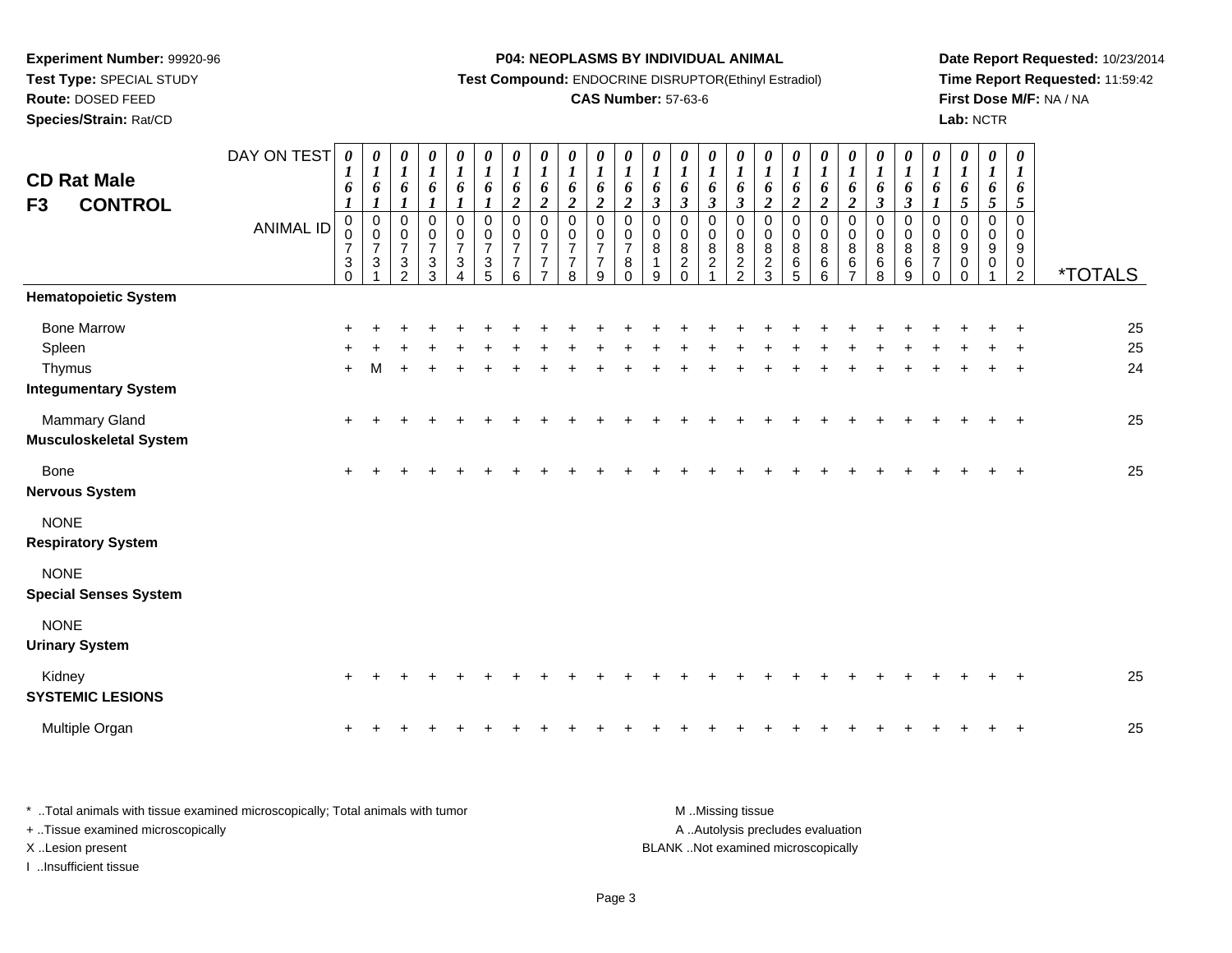**Experiment Number:** 99920-96
**Test Type:** SPECIAL STUDY
**Route:** DOSED FEED
**Species/Strain:** Rat/CD

**P04: NEOPLASMS BY INDIVIDUAL ANIMAL**
**Test Compound:** ENDOCRINE DISRUPTOR(Ethinyl Estradiol)
**CAS Number:** 57-63-6

**Date Report Requested:** 10/23/2014
**Time Report Requested:** 11:59:42
**First Dose M/F:** NA / NA
**Lab:** NCTR

# CD Rat Male
## F3 CONTROL

| DAY ON TEST | 0161 | 0161 | 0161 | 0161 | 0161 | 0161 | 0162 | 0162 | 0162 | 0162 | 0162 | 0163 | 0163 | 0163 | 0163 | 0162 | 0162 | 0162 | 0162 | 0163 | 0163 | 0161 | 0165 | 0165 | 0165 | |
|---|---|---|---|---|---|---|---|---|---|---|---|---|---|---|---|---|---|---|---|---|---|---|---|---|---|---|
| ANIMAL ID | 00730 | 00731 | 00732 | 00733 | 00734 | 00735 | 00776 | 00777 | 00778 | 00779 | 00780 | 00819 | 00820 | 00821 | 00822 | 00823 | 00865 | 00866 | 00867 | 00868 | 00869 | 00870 | 00900 | 00901 | 00902 | *TOTALS |
| **Hematopoietic System** | | | | | | | | | | | | | | | | | | | | | | | | | | |
| Bone Marrow | + | + | + | + | + | + | + | + | + | + | + | + | + | + | + | + | + | + | + | + | + | + | + | + | + | 25 |
| Spleen | + | + | + | + | + | + | + | + | + | + | + | + | + | + | + | + | + | + | + | + | + | + | + | + | + | 25 |
| Thymus | + | M | + | + | + | + | + | + | + | + | + | + | + | + | + | + | + | + | + | + | + | + | + | + | + | 24 |
| **Integumentary System** | | | | | | | | | | | | | | | | | | | | | | | | | | |
| Mammary Gland | + | + | + | + | + | + | + | + | + | + | + | + | + | + | + | + | + | + | + | + | + | + | + | + | + | 25 |
| **Musculoskeletal System** | | | | | | | | | | | | | | | | | | | | | | | | | | |
| Bone | + | + | + | + | + | + | + | + | + | + | + | + | + | + | + | + | + | + | + | + | + | + | + | + | + | 25 |
| **Nervous System** | | | | | | | | | | | | | | | | | | | | | | | | | | |
| NONE | | | | | | | | | | | | | | | | | | | | | | | | | | |
| **Respiratory System** | | | | | | | | | | | | | | | | | | | | | | | | | | |
| NONE | | | | | | | | | | | | | | | | | | | | | | | | | | |
| **Special Senses System** | | | | | | | | | | | | | | | | | | | | | | | | | | |
| NONE | | | | | | | | | | | | | | | | | | | | | | | | | | |
| **Urinary System** | | | | | | | | | | | | | | | | | | | | | | | | | | |
| Kidney | + | + | + | + | + | + | + | + | + | + | + | + | + | + | + | + | + | + | + | + | + | + | + | + | + | 25 |
| **SYSTEMIC LESIONS** | | | | | | | | | | | | | | | | | | | | | | | | | | |
| Multiple Organ | + | + | + | + | + | + | + | + | + | + | + | + | + | + | + | + | + | + | + | + | + | + | + | + | + | 25 |

* ..Total animals with tissue examined microscopically; Total animals with tumor
+ ..Tissue examined microscopically
X ..Lesion present
I ..Insufficient tissue

M ..Missing tissue
A ..Autolysis precludes evaluation
BLANK ..Not examined microscopically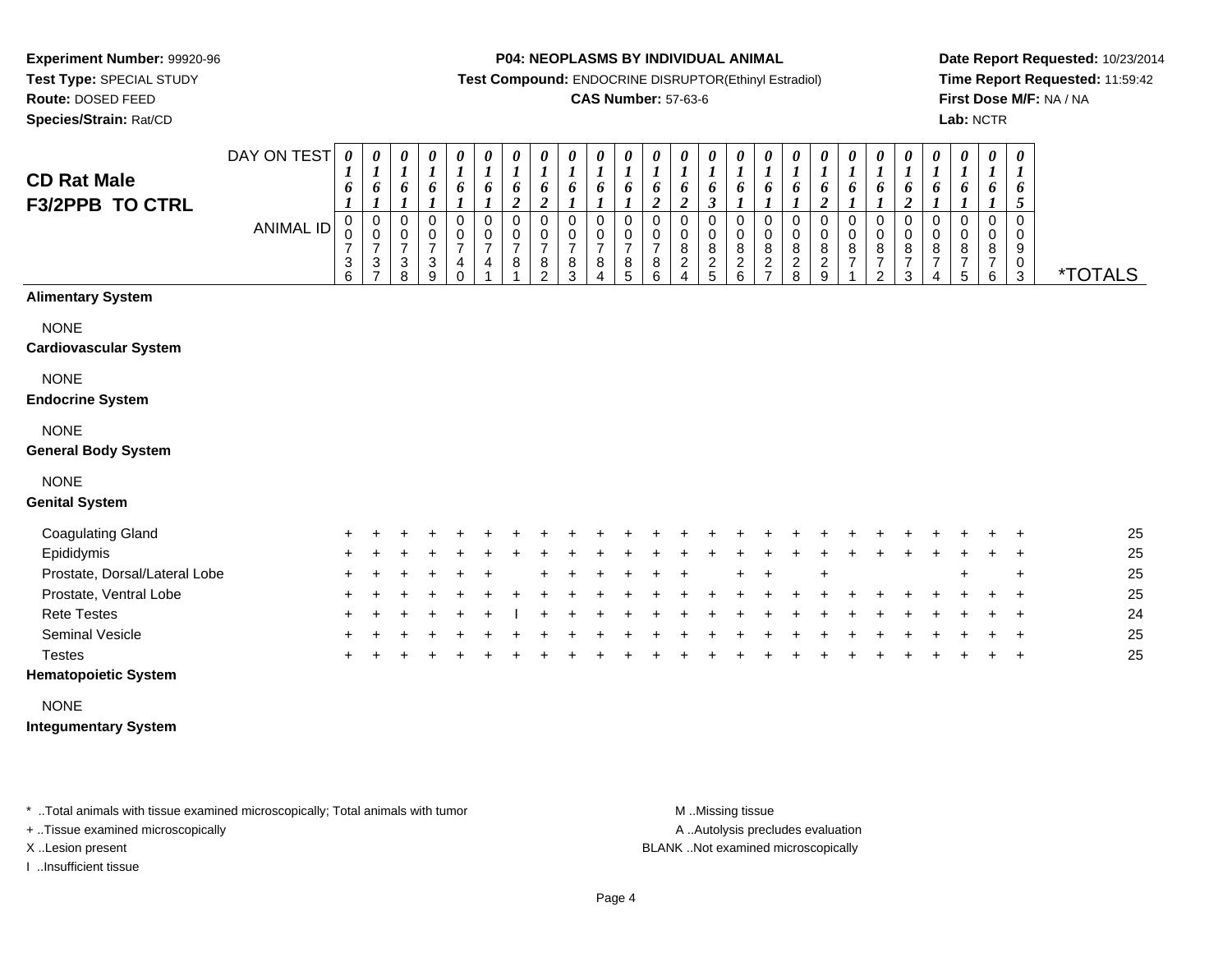**Experiment Number:** 99920-96
**Test Type:** SPECIAL STUDY
**Route:** DOSED FEED
**Species/Strain:** Rat/CD

**P04: NEOPLASMS BY INDIVIDUAL ANIMAL**
**Test Compound:** ENDOCRINE DISRUPTOR(Ethinyl Estradiol)
**CAS Number:** 57-63-6

**Date Report Requested:** 10/23/2014
**Time Report Requested:** 11:59:42
**First Dose M/F:** NA / NA
**Lab:** NCTR

## CD Rat Male F3/2PPB TO CTRL

| DAY ON TEST | 0161 | 0161 | 0161 | 0161 | 0161 | 0161 | 0162 | 0162 | 0161 | 0161 | 0161 | 0162 | 0162 | 0163 | 0161 | 0161 | 0161 | 0162 | 0161 | 0161 | 0162 | 0161 | 0161 | 0161 | 0165 | |
|---|---|---|---|---|---|---|---|---|---|---|---|---|---|---|---|---|---|---|---|---|---|---|---|---|---|---|
| **ANIMAL ID** | 0736 | 0737 | 0738 | 0739 | 0740 | 0741 | 0781 | 0782 | 0783 | 0784 | 0785 | 0786 | 0824 | 0825 | 0826 | 0827 | 0828 | 0829 | 0871 | 0872 | 0873 | 0874 | 0875 | 0876 | 0903 | ***TOTALS** |
| **Alimentary System** | | | | | | | | | | | | | | | | | | | | | | | | | | |
| NONE | | | | | | | | | | | | | | | | | | | | | | | | | | |
| **Cardiovascular System** | | | | | | | | | | | | | | | | | | | | | | | | | | |
| NONE | | | | | | | | | | | | | | | | | | | | | | | | | | |
| **Endocrine System** | | | | | | | | | | | | | | | | | | | | | | | | | | |
| NONE | | | | | | | | | | | | | | | | | | | | | | | | | | |
| **General Body System** | | | | | | | | | | | | | | | | | | | | | | | | | | |
| NONE | | | | | | | | | | | | | | | | | | | | | | | | | | |
| **Genital System** | | | | | | | | | | | | | | | | | | | | | | | | | | |
| Coagulating Gland | + | + | + | + | + | + | + | + | + | + | + | + | + | + | + | + | + | + | + | + | + | + | + | + | + | 25 |
| Epididymis | + | + | + | + | + | + | + | + | + | + | + | + | + | + | + | + | + | + | + | + | + | + | + | + | + | 25 |
| Prostate, Dorsal/Lateral Lobe | + | + | + | + | + | + | | + | + | + | + | + | + | | + | + | | + | | | | | + | | + | 25 |
| Prostate, Ventral Lobe | + | + | + | + | + | + | + | + | + | + | + | + | + | + | + | + | + | + | + | + | + | + | + | + | + | 25 |
| Rete Testes | + | + | + | + | + | + | I | + | + | + | + | + | + | + | + | + | + | + | + | + | + | + | + | + | + | 24 |
| Seminal Vesicle | + | + | + | + | + | + | + | + | + | + | + | + | + | + | + | + | + | + | + | + | + | + | + | + | + | 25 |
| Testes | + | + | + | + | + | + | + | + | + | + | + | + | + | + | + | + | + | + | + | + | + | + | + | + | + | 25 |
| **Hematopoietic System** | | | | | | | | | | | | | | | | | | | | | | | | | | |
| NONE | | | | | | | | | | | | | | | | | | | | | | | | | | |
| **Integumentary System** | | | | | | | | | | | | | | | | | | | | | | | | | | |

* ..Total animals with tissue examined microscopically; Total animals with tumor
+ ..Tissue examined microscopically
X ..Lesion present
I ..Insufficient tissue

M ..Missing tissue
A ..Autolysis precludes evaluation
BLANK ..Not examined microscopically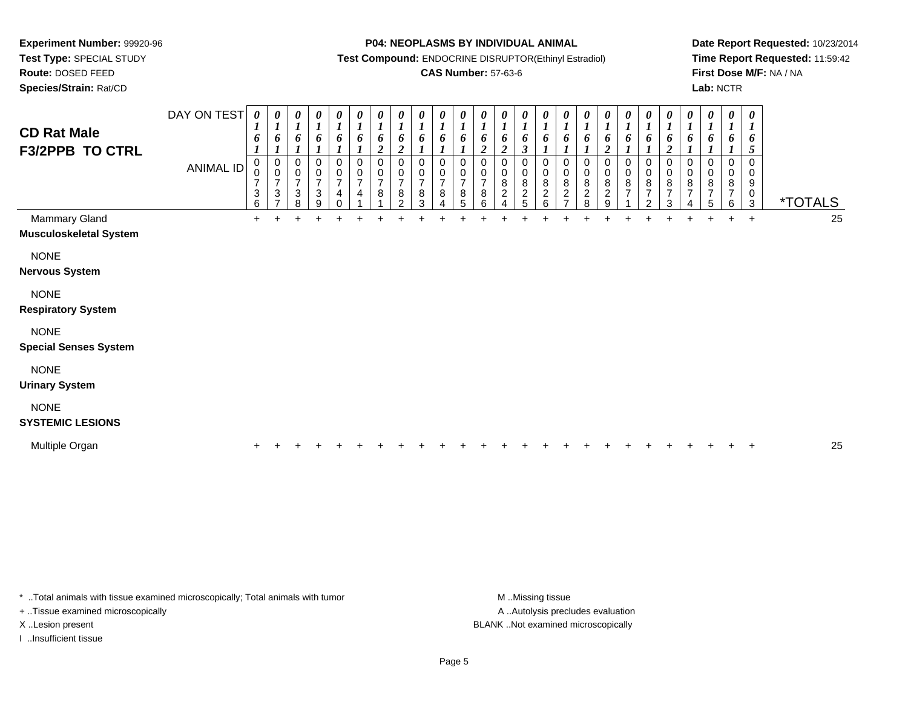**Experiment Number:** 99920-96
**Test Type:** SPECIAL STUDY
**Route:** DOSED FEED
**Species/Strain:** Rat/CD

**P04: NEOPLASMS BY INDIVIDUAL ANIMAL**
**Test Compound:** ENDOCRINE DISRUPTOR(Ethinyl Estradiol)
**CAS Number:** 57-63-6

**Date Report Requested:** 10/23/2014
**Time Report Requested:** 11:59:42
**First Dose M/F:** NA / NA
**Lab:** NCTR

## CD Rat Male F3/2PPB TO CTRL

| DAY ON TEST | 0161 | 0161 | 0161 | 0161 | 0161 | 0161 | 0162 | 0162 | 0161 | 0161 | 0161 | 0162 | 0162 | 0163 | 0161 | 0161 | 0161 | 0162 | 0161 | 0161 | 0162 | 0161 | 0161 | 0161 | 0165 | |
|---|---|---|---|---|---|---|---|---|---|---|---|---|---|---|---|---|---|---|---|---|---|---|---|---|---|---|
| **ANIMAL ID** | 00736 | 00737 | 00738 | 00739 | 00740 | 00741 | 00781 | 00782 | 00783 | 00784 | 00785 | 00786 | 00824 | 00825 | 00826 | 00827 | 00828 | 00829 | 00871 | 00872 | 00873 | 00874 | 00875 | 00876 | 00903 | ***TOTALS** |
| Mammary Gland | + | + | + | + | + | + | + | + | + | + | + | + | + | + | + | + | + | + | + | + | + | + | + | + | + | 25 |
| **Musculoskeletal System** | | | | | | | | | | | | | | | | | | | | | | | | | | |
| NONE | | | | | | | | | | | | | | | | | | | | | | | | | | |
| **Nervous System** | | | | | | | | | | | | | | | | | | | | | | | | | | |
| NONE | | | | | | | | | | | | | | | | | | | | | | | | | | |
| **Respiratory System** | | | | | | | | | | | | | | | | | | | | | | | | | | |
| NONE | | | | | | | | | | | | | | | | | | | | | | | | | | |
| **Special Senses System** | | | | | | | | | | | | | | | | | | | | | | | | | | |
| NONE | | | | | | | | | | | | | | | | | | | | | | | | | | |
| **Urinary System** | | | | | | | | | | | | | | | | | | | | | | | | | | |
| NONE | | | | | | | | | | | | | | | | | | | | | | | | | | |
| **SYSTEMIC LESIONS** | | | | | | | | | | | | | | | | | | | | | | | | | | |
| Multiple Organ | + | + | + | + | + | + | + | + | + | + | + | + | + | + | + | + | + | + | + | + | + | + | + | + | + | 25 |

* ..Total animals with tissue examined microscopically; Total animals with tumor
+ ..Tissue examined microscopically
X ..Lesion present
I ..Insufficient tissue

M ..Missing tissue
A ..Autolysis precludes evaluation
BLANK ..Not examined microscopically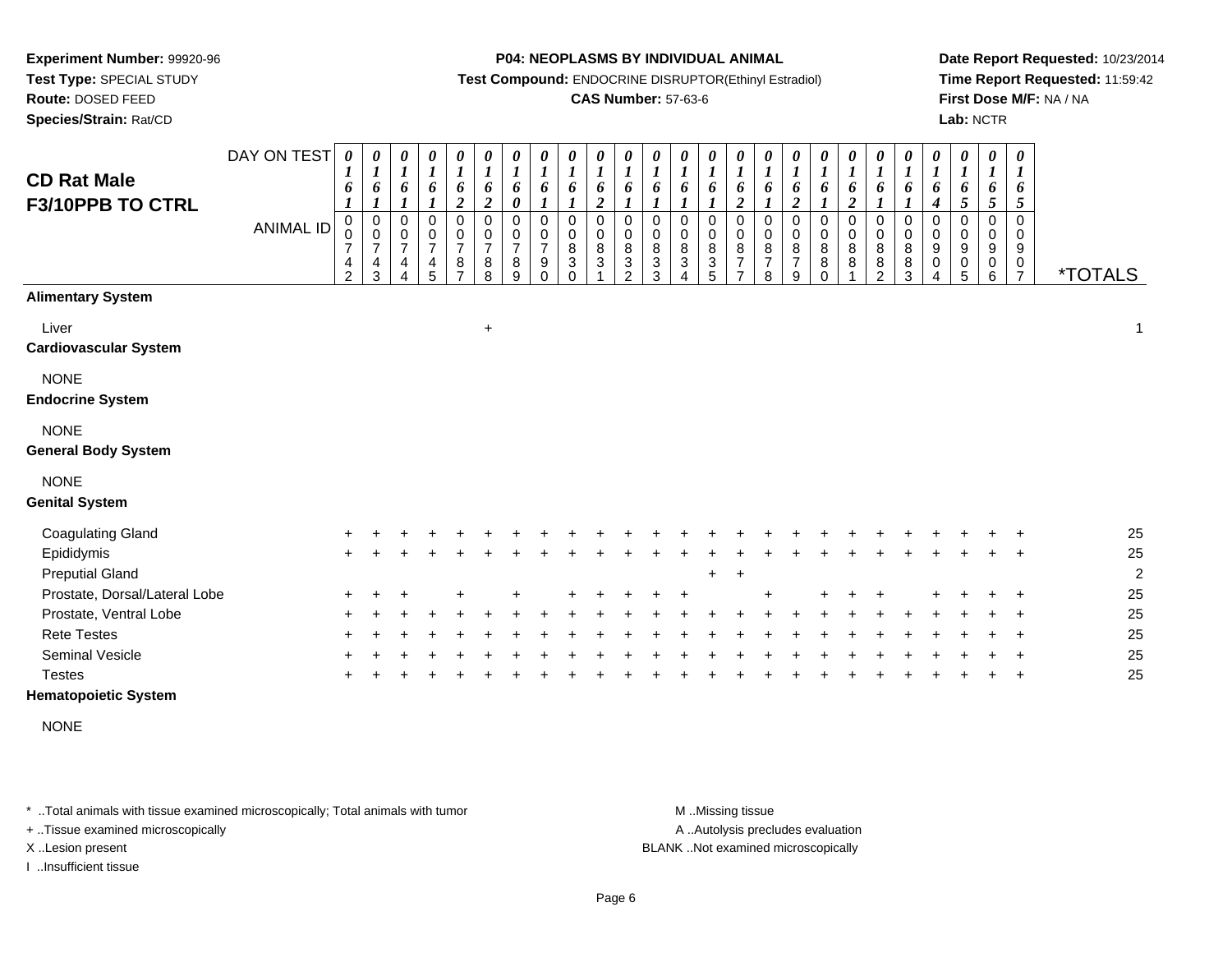**Experiment Number:** 99920-96
**Test Type:** SPECIAL STUDY
**Route:** DOSED FEED
**Species/Strain:** Rat/CD

**P04: NEOPLASMS BY INDIVIDUAL ANIMAL**
**Test Compound:** ENDOCRINE DISRUPTOR(Ethinyl Estradiol)
**CAS Number:** 57-63-6

**Date Report Requested:** 10/23/2014
**Time Report Requested:** 11:59:42
**First Dose M/F:** NA / NA
**Lab:** NCTR

## CD Rat Male F3/10PPB TO CTRL

| DAY ON TEST | 0161 | 0161 | 0161 | 0161 | 0162 | 0162 | 0160 | 0161 | 0161 | 0162 | 0161 | 0161 | 0161 | 0161 | 0162 | 0161 | 0162 | 0161 | 0162 | 0161 | 0161 | 0164 | 0165 | 0165 | 0165 | |
|---|---|---|---|---|---|---|---|---|---|---|---|---|---|---|---|---|---|---|---|---|---|---|---|---|---|---|
| **ANIMAL ID** | 0742 | 0743 | 0744 | 0745 | 0787 | 0788 | 0789 | 0790 | 0830 | 0831 | 0832 | 0833 | 0834 | 0835 | 0877 | 0878 | 0879 | 0880 | 0881 | 0882 | 0883 | 0904 | 0905 | 0906 | 0907 | ***TOTALS** |
| **Alimentary System** | | | | | | | | | | | | | | | | | | | | | | | | | | |
| Liver | | | | | | + | | | | | | | | | | | | | | | | | | | | 1 |
| **Cardiovascular System** | | | | | | | | | | | | | | | | | | | | | | | | | | |
| NONE | | | | | | | | | | | | | | | | | | | | | | | | | | |
| **Endocrine System** | | | | | | | | | | | | | | | | | | | | | | | | | | |
| NONE | | | | | | | | | | | | | | | | | | | | | | | | | | |
| **General Body System** | | | | | | | | | | | | | | | | | | | | | | | | | | |
| NONE | | | | | | | | | | | | | | | | | | | | | | | | | | |
| **Genital System** | | | | | | | | | | | | | | | | | | | | | | | | | | |
| Coagulating Gland | + | + | + | + | + | + | + | + | + | + | + | + | + | + | + | + | + | + | + | + | + | + | + | + | + | 25 |
| Epididymis | + | + | + | + | + | + | + | + | + | + | + | + | + | + | + | + | + | + | + | + | + | + | + | + | + | 25 |
| Preputial Gland | | | | | | | | | | | | | | + | + | | | | | | | | | | | 2 |
| Prostate, Dorsal/Lateral Lobe | + | + | + | | + | | + | | + | + | + | + | + | | | + | | + | + | + | | + | + | + | + | 25 |
| Prostate, Ventral Lobe | + | + | + | + | + | + | + | + | + | + | + | + | + | + | + | + | + | + | + | + | + | + | + | + | + | 25 |
| Rete Testes | + | + | + | + | + | + | + | + | + | + | + | + | + | + | + | + | + | + | + | + | + | + | + | + | + | 25 |
| Seminal Vesicle | + | + | + | + | + | + | + | + | + | + | + | + | + | + | + | + | + | + | + | + | + | + | + | + | + | 25 |
| Testes | + | + | + | + | + | + | + | + | + | + | + | + | + | + | + | + | + | + | + | + | + | + | + | + | + | 25 |
| **Hematopoietic System** | | | | | | | | | | | | | | | | | | | | | | | | | | |
| NONE | | | | | | | | | | | | | | | | | | | | | | | | | | |

\* ..Total animals with tissue examined microscopically; Total animals with tumor
+ ..Tissue examined microscopically
X ..Lesion present
I ..Insufficient tissue

M ..Missing tissue
A ..Autolysis precludes evaluation
BLANK ..Not examined microscopically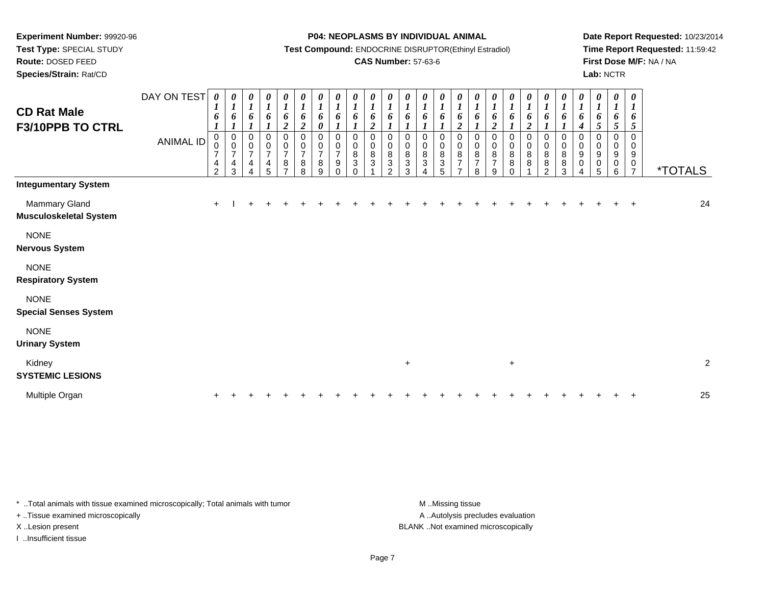**Experiment Number:** 99920-96
**Test Type:** SPECIAL STUDY
**Route:** DOSED FEED
**Species/Strain:** Rat/CD

**P04: NEOPLASMS BY INDIVIDUAL ANIMAL**
**Test Compound:** ENDOCRINE DISRUPTOR(Ethinyl Estradiol)
**CAS Number:** 57-63-6

**Date Report Requested:** 10/23/2014
**Time Report Requested:** 11:59:42
**First Dose M/F:** NA / NA
**Lab:** NCTR

## CD Rat Male F3/10PPB TO CTRL

| DAY ON TEST | 0161 | 0161 | 0161 | 0161 | 0162 | 0162 | 0160 | 0161 | 0161 | 0162 | 0161 | 0161 | 0161 | 0161 | 0162 | 0161 | 0162 | 0161 | 0162 | 0161 | 0161 | 0164 | 0165 | 0165 | 0165 | |
|---|---|---|---|---|---|---|---|---|---|---|---|---|---|---|---|---|---|---|---|---|---|---|---|---|---|---|
| **ANIMAL ID** | 00742 | 00743 | 00744 | 00745 | 00787 | 00788 | 00789 | 00790 | 00830 | 00831 | 00832 | 00833 | 00834 | 00835 | 00877 | 00878 | 00879 | 00880 | 00881 | 00882 | 00883 | 00904 | 00905 | 00906 | 00907 | ***TOTALS** |
| **Integumentary System** | | | | | | | | | | | | | | | | | | | | | | | | | | |
| Mammary Gland | + | I | + | + | + | + | + | + | + | + | + | + | + | + | + | + | + | + | + | + | + | + | + | + | + | 24 |
| **Musculoskeletal System** | | | | | | | | | | | | | | | | | | | | | | | | | | |
| NONE | | | | | | | | | | | | | | | | | | | | | | | | | | |
| **Nervous System** | | | | | | | | | | | | | | | | | | | | | | | | | | |
| NONE | | | | | | | | | | | | | | | | | | | | | | | | | | |
| **Respiratory System** | | | | | | | | | | | | | | | | | | | | | | | | | | |
| NONE | | | | | | | | | | | | | | | | | | | | | | | | | | |
| **Special Senses System** | | | | | | | | | | | | | | | | | | | | | | | | | | |
| NONE | | | | | | | | | | | | | | | | | | | | | | | | | | |
| **Urinary System** | | | | | | | | | | | | | | | | | | | | | | | | | | |
| Kidney | | | | | | | | | | | | + | | | | | | + | | | | | | | | 2 |
| **SYSTEMIC LESIONS** | | | | | | | | | | | | | | | | | | | | | | | | | | |
| Multiple Organ | + | + | + | + | + | + | + | + | + | + | + | + | + | + | + | + | + | + | + | + | + | + | + | + | + | 25 |

\* ..Total animals with tissue examined microscopically; Total animals with tumor
\+ ..Tissue examined microscopically
X ..Lesion present
I ..Insufficient tissue

M ..Missing tissue
A ..Autolysis precludes evaluation
BLANK ..Not examined microscopically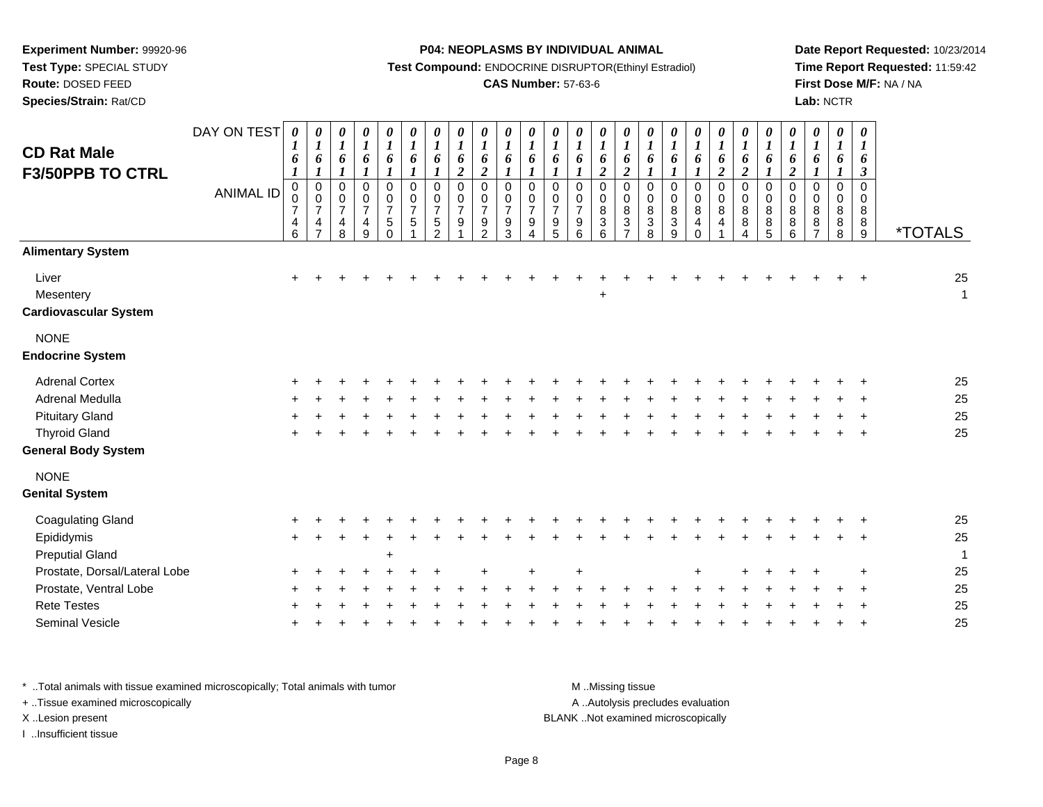**Experiment Number:** 99920-96
**Test Type:** SPECIAL STUDY
**Route:** DOSED FEED
**Species/Strain:** Rat/CD

**P04: NEOPLASMS BY INDIVIDUAL ANIMAL**
**Test Compound:** ENDOCRINE DISRUPTOR(Ethinyl Estradiol)
**CAS Number:** 57-63-6

**Date Report Requested:** 10/23/2014
**Time Report Requested:** 11:59:42
**First Dose M/F:** NA / NA
**Lab:** NCTR

## CD Rat Male F3/50PPB TO CTRL

| DAY ON TEST | 0161 | 0161 | 0161 | 0161 | 0161 | 0161 | 0161 | 0162 | 0162 | 0161 | 0161 | 0161 | 0161 | 0162 | 0162 | 0161 | 0161 | 0161 | 0162 | 0162 | 0161 | 0162 | 0161 | 0161 | 0163 | |
|---|---|---|---|---|---|---|---|---|---|---|---|---|---|---|---|---|---|---|---|---|---|---|---|---|---|---|
| **ANIMAL ID** | 00746 | 00747 | 00748 | 00749 | 00750 | 00751 | 00752 | 00791 | 00792 | 00793 | 00794 | 00795 | 00796 | 00836 | 00837 | 00838 | 00839 | 00840 | 00841 | 00884 | 00885 | 00886 | 00887 | 00888 | 00889 | ***TOTALS** |
| **Alimentary System** | | | | | | | | | | | | | | | | | | | | | | | | | | |
| Liver | + | + | + | + | + | + | + | + | + | + | + | + | + | + | + | + | + | + | + | + | + | + | + | + | + | 25 |
| Mesentery | | | | | | | | | | | | | | + | | | | | | | | | | | | 1 |
| **Cardiovascular System** | | | | | | | | | | | | | | | | | | | | | | | | | | |
| NONE | | | | | | | | | | | | | | | | | | | | | | | | | | |
| **Endocrine System** | | | | | | | | | | | | | | | | | | | | | | | | | | |
| Adrenal Cortex | + | + | + | + | + | + | + | + | + | + | + | + | + | + | + | + | + | + | + | + | + | + | + | + | + | 25 |
| Adrenal Medulla | + | + | + | + | + | + | + | + | + | + | + | + | + | + | + | + | + | + | + | + | + | + | + | + | + | 25 |
| Pituitary Gland | + | + | + | + | + | + | + | + | + | + | + | + | + | + | + | + | + | + | + | + | + | + | + | + | + | 25 |
| Thyroid Gland | + | + | + | + | + | + | + | + | + | + | + | + | + | + | + | + | + | + | + | + | + | + | + | + | + | 25 |
| **General Body System** | | | | | | | | | | | | | | | | | | | | | | | | | | |
| NONE | | | | | | | | | | | | | | | | | | | | | | | | | | |
| **Genital System** | | | | | | | | | | | | | | | | | | | | | | | | | | |
| Coagulating Gland | + | + | + | + | + | + | + | + | + | + | + | + | + | + | + | + | + | + | + | + | + | + | + | + | + | 25 |
| Epididymis | + | + | + | + | + | + | + | + | + | + | + | + | + | + | + | + | + | + | + | + | + | + | + | + | + | 25 |
| Preputial Gland | | | | | + | | | | | | | | | | | | | | | | | | | | | 1 |
| Prostate, Dorsal/Lateral Lobe | + | + | + | + | + | + | + | | + | | + | | + | | | | | + | | + | + | + | + | | + | 25 |
| Prostate, Ventral Lobe | + | + | + | + | + | + | + | + | + | + | + | + | + | + | + | + | + | + | + | + | + | + | + | + | + | 25 |
| Rete Testes | + | + | + | + | + | + | + | + | + | + | + | + | + | + | + | + | + | + | + | + | + | + | + | + | + | 25 |
| Seminal Vesicle | + | + | + | + | + | + | + | + | + | + | + | + | + | + | + | + | + | + | + | + | + | + | + | + | + | 25 |

\* ..Total animals with tissue examined microscopically; Total animals with tumor
\+ ..Tissue examined microscopically
X ..Lesion present
I ..Insufficient tissue

M ..Missing tissue
A ..Autolysis precludes evaluation
BLANK ..Not examined microscopically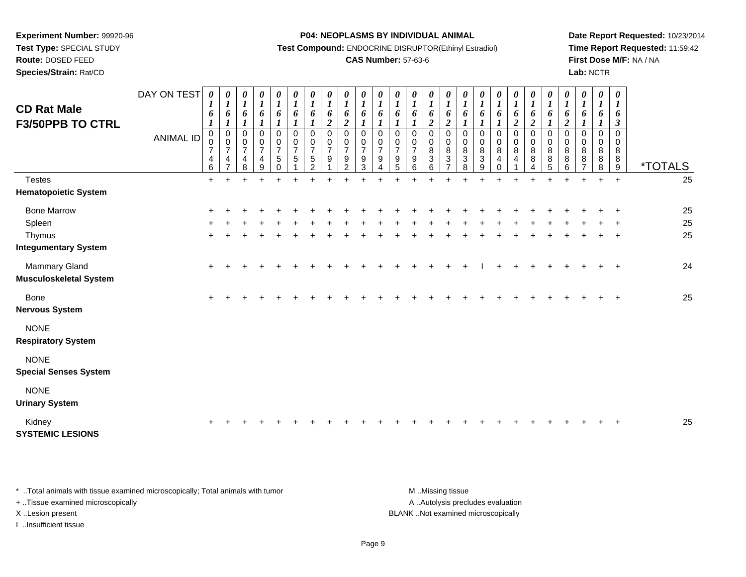**Experiment Number:** 99920-96
**Test Type:** SPECIAL STUDY
**Route:** DOSED FEED
**Species/Strain:** Rat/CD

**P04: NEOPLASMS BY INDIVIDUAL ANIMAL**
**Test Compound:** ENDOCRINE DISRUPTOR(Ethinyl Estradiol)
**CAS Number:** 57-63-6

**Date Report Requested:** 10/23/2014
**Time Report Requested:** 11:59:42
**First Dose M/F:** NA / NA
**Lab:** NCTR

## CD Rat Male F3/50PPB TO CTRL

| DAY ON TEST | 0161 | 0161 | 0161 | 0161 | 0161 | 0161 | 0161 | 0162 | 0162 | 0161 | 0161 | 0161 | 0161 | 0162 | 0162 | 0161 | 0161 | 0161 | 0162 | 0162 | 0161 | 0162 | 0161 | 0161 | 0163 | |
|---|---|---|---|---|---|---|---|---|---|---|---|---|---|---|---|---|---|---|---|---|---|---|---|---|---|---|
| **ANIMAL ID** | 00746 | 00747 | 00748 | 00749 | 00750 | 00751 | 00752 | 00791 | 00792 | 00793 | 00794 | 00795 | 00796 | 00836 | 00837 | 00838 | 00839 | 00840 | 00841 | 00884 | 00885 | 00886 | 00887 | 00888 | 00889 | ***TOTALS** |
| Testes | + | + | + | + | + | + | + | + | + | + | + | + | + | + | + | + | + | + | + | + | + | + | + | + | + | 25 |
| **Hematopoietic System** | | | | | | | | | | | | | | | | | | | | | | | | | | |
| Bone Marrow | + | + | + | + | + | + | + | + | + | + | + | + | + | + | + | + | + | + | + | + | + | + | + | + | + | 25 |
| Spleen | + | + | + | + | + | + | + | + | + | + | + | + | + | + | + | + | + | + | + | + | + | + | + | + | + | 25 |
| Thymus | + | + | + | + | + | + | + | + | + | + | + | + | + | + | + | + | + | + | + | + | + | + | + | + | + | 25 |
| **Integumentary System** | | | | | | | | | | | | | | | | | | | | | | | | | | |
| Mammary Gland | + | + | + | + | + | + | + | + | + | + | + | + | + | + | + | + | I | + | + | + | + | + | + | + | + | 24 |
| **Musculoskeletal System** | | | | | | | | | | | | | | | | | | | | | | | | | | |
| Bone | + | + | + | + | + | + | + | + | + | + | + | + | + | + | + | + | + | + | + | + | + | + | + | + | + | 25 |
| **Nervous System** | | | | | | | | | | | | | | | | | | | | | | | | | | |
| NONE | | | | | | | | | | | | | | | | | | | | | | | | | | |
| **Respiratory System** | | | | | | | | | | | | | | | | | | | | | | | | | | |
| NONE | | | | | | | | | | | | | | | | | | | | | | | | | | |
| **Special Senses System** | | | | | | | | | | | | | | | | | | | | | | | | | | |
| NONE | | | | | | | | | | | | | | | | | | | | | | | | | | |
| **Urinary System** | | | | | | | | | | | | | | | | | | | | | | | | | | |
| Kidney | + | + | + | + | + | + | + | + | + | + | + | + | + | + | + | + | + | + | + | + | + | + | + | + | + | 25 |
| **SYSTEMIC LESIONS** | | | | | | | | | | | | | | | | | | | | | | | | | | |

* ..Total animals with tissue examined microscopically; Total animals with tumor
+ ..Tissue examined microscopically
X ..Lesion present
I ..Insufficient tissue

M ..Missing tissue
A ..Autolysis precludes evaluation
BLANK ..Not examined microscopically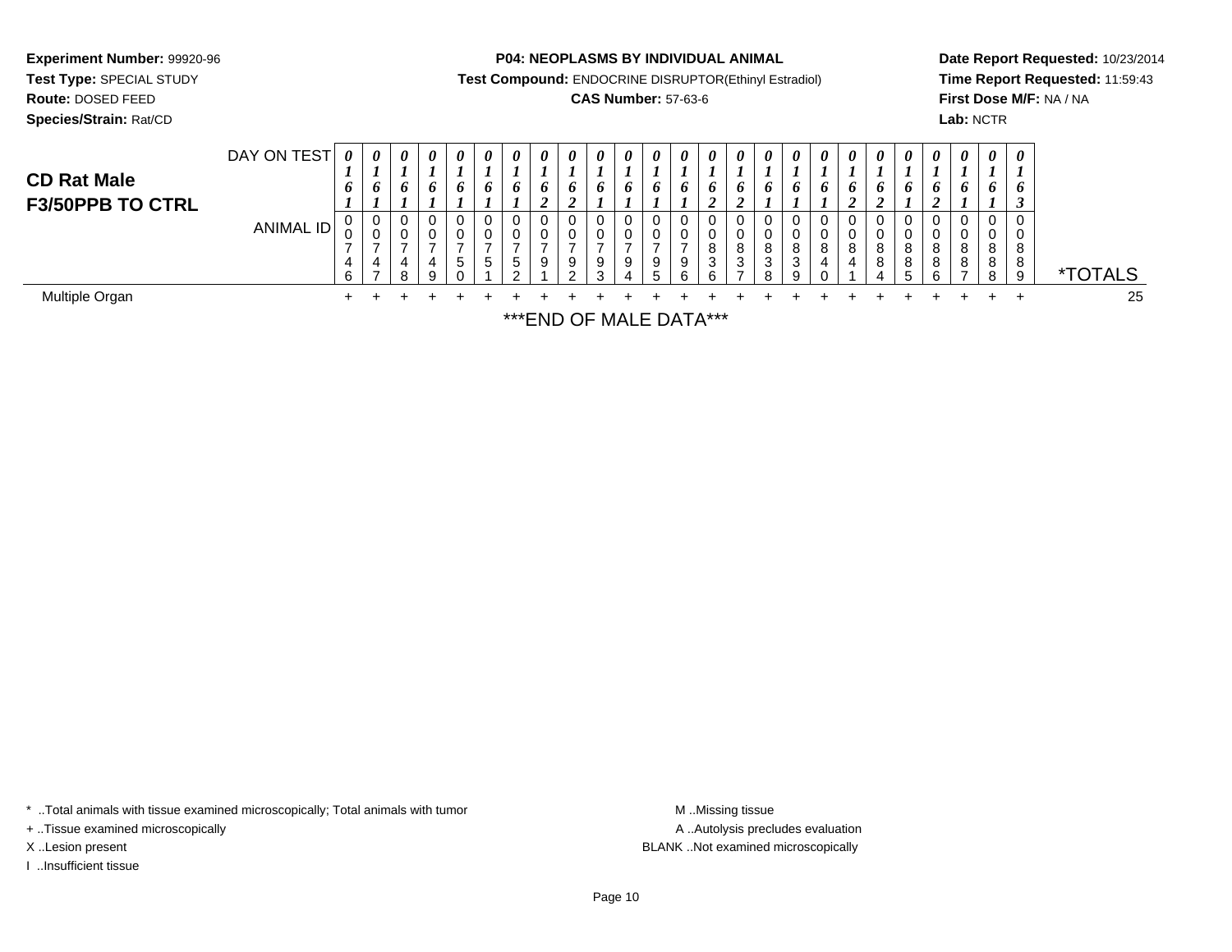**Experiment Number:** 99920-96
**Test Type:** SPECIAL STUDY
**Route:** DOSED FEED
**Species/Strain:** Rat/CD

**P04: NEOPLASMS BY INDIVIDUAL ANIMAL**
**Test Compound:** ENDOCRINE DISRUPTOR(Ethinyl Estradiol)
**CAS Number:** 57-63-6

**Date Report Requested:** 10/23/2014
**Time Report Requested:** 11:59:43
**First Dose M/F:** NA / NA
**Lab:** NCTR

## CD Rat Male
## F3/50PPB TO CTRL

| DAY ON TEST | 0161 | 0161 | 0161 | 0161 | 0161 | 0161 | 0161 | 0162 | 0162 | 0161 | 0161 | 0161 | 0161 | 0162 | 0162 | 0161 | 0161 | 0161 | 0162 | 0162 | 0161 | 0162 | 0161 | 0161 | 0163 | |
|---|---|---|---|---|---|---|---|---|---|---|---|---|---|---|---|---|---|---|---|---|---|---|---|---|---|---|
| ANIMAL ID | 00746 | 00747 | 00748 | 00749 | 00750 | 00751 | 00752 | 00791 | 00792 | 00793 | 00794 | 00795 | 00796 | 00836 | 00837 | 00838 | 00839 | 00840 | 00841 | 00884 | 00885 | 00886 | 00887 | 00888 | 00889 | *TOTALS |
| Multiple Organ | + | + | + | + | + | + | + | + | + | + | + | + | + | + | + | + | + | + | + | + | + | + | + | + | + | 25 |

***END OF MALE DATA***

* ..Total animals with tissue examined microscopically; Total animals with tumor
+ ..Tissue examined microscopically
X ..Lesion present
I ..Insufficient tissue

M ..Missing tissue
A ..Autolysis precludes evaluation
BLANK ..Not examined microscopically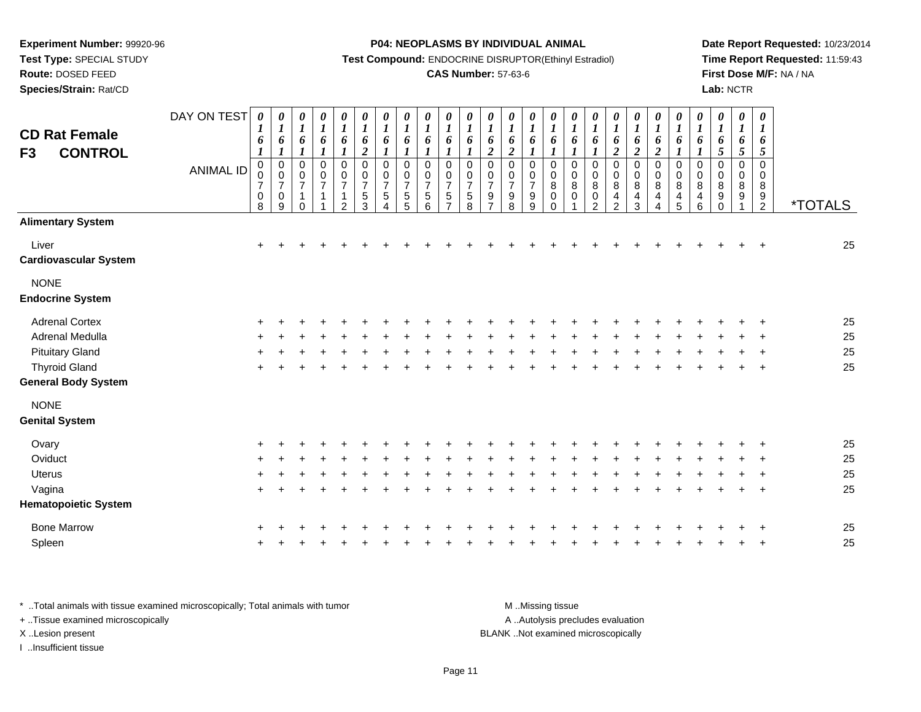**Experiment Number:** 99920-96
**Test Type:** SPECIAL STUDY
**Route:** DOSED FEED
**Species/Strain:** Rat/CD

**P04: NEOPLASMS BY INDIVIDUAL ANIMAL**
**Test Compound:** ENDOCRINE DISRUPTOR(Ethinyl Estradiol)
**CAS Number:** 57-63-6

**Date Report Requested:** 10/23/2014
**Time Report Requested:** 11:59:43
**First Dose M/F:** NA / NA
**Lab:** NCTR

## CD Rat Female F3 CONTROL

| DAY ON TEST | 0161 | 0161 | 0161 | 0161 | 0161 | 0162 | 0161 | 0161 | 0161 | 0161 | 0161 | 0162 | 0162 | 0161 | 0161 | 0161 | 0161 | 0162 | 0162 | 0162 | 0161 | 0161 | 0165 | 0165 | 0165 | |
|---|---|---|---|---|---|---|---|---|---|---|---|---|---|---|---|---|---|---|---|---|---|---|---|---|---|---|
| **ANIMAL ID** | 00708 | 00709 | 00710 | 00711 | 00712 | 00753 | 00754 | 00755 | 00756 | 00757 | 00758 | 00797 | 00798 | 00799 | 00800 | 00801 | 00802 | 00842 | 00843 | 00844 | 00845 | 00846 | 00890 | 00891 | 00892 | ***TOTALS** |
| **Alimentary System** | | | | | | | | | | | | | | | | | | | | | | | | | | |
| Liver | + | + | + | + | + | + | + | + | + | + | + | + | + | + | + | + | + | + | + | + | + | + | + | + | + | 25 |
| **Cardiovascular System** | | | | | | | | | | | | | | | | | | | | | | | | | | |
| NONE | | | | | | | | | | | | | | | | | | | | | | | | | | |
| **Endocrine System** | | | | | | | | | | | | | | | | | | | | | | | | | | |
| Adrenal Cortex | + | + | + | + | + | + | + | + | + | + | + | + | + | + | + | + | + | + | + | + | + | + | + | + | + | 25 |
| Adrenal Medulla | + | + | + | + | + | + | + | + | + | + | + | + | + | + | + | + | + | + | + | + | + | + | + | + | + | 25 |
| Pituitary Gland | + | + | + | + | + | + | + | + | + | + | + | + | + | + | + | + | + | + | + | + | + | + | + | + | + | 25 |
| Thyroid Gland | + | + | + | + | + | + | + | + | + | + | + | + | + | + | + | + | + | + | + | + | + | + | + | + | + | 25 |
| **General Body System** | | | | | | | | | | | | | | | | | | | | | | | | | | |
| NONE | | | | | | | | | | | | | | | | | | | | | | | | | | |
| **Genital System** | | | | | | | | | | | | | | | | | | | | | | | | | | |
| Ovary | + | + | + | + | + | + | + | + | + | + | + | + | + | + | + | + | + | + | + | + | + | + | + | + | + | 25 |
| Oviduct | + | + | + | + | + | + | + | + | + | + | + | + | + | + | + | + | + | + | + | + | + | + | + | + | + | 25 |
| Uterus | + | + | + | + | + | + | + | + | + | + | + | + | + | + | + | + | + | + | + | + | + | + | + | + | + | 25 |
| Vagina | + | + | + | + | + | + | + | + | + | + | + | + | + | + | + | + | + | + | + | + | + | + | + | + | + | 25 |
| **Hematopoietic System** | | | | | | | | | | | | | | | | | | | | | | | | | | |
| Bone Marrow | + | + | + | + | + | + | + | + | + | + | + | + | + | + | + | + | + | + | + | + | + | + | + | + | + | 25 |
| Spleen | + | + | + | + | + | + | + | + | + | + | + | + | + | + | + | + | + | + | + | + | + | + | + | + | + | 25 |

* ..Total animals with tissue examined microscopically; Total animals with tumor
+ ..Tissue examined microscopically
X ..Lesion present
I ..Insufficient tissue

M ..Missing tissue
A ..Autolysis precludes evaluation
BLANK ..Not examined microscopically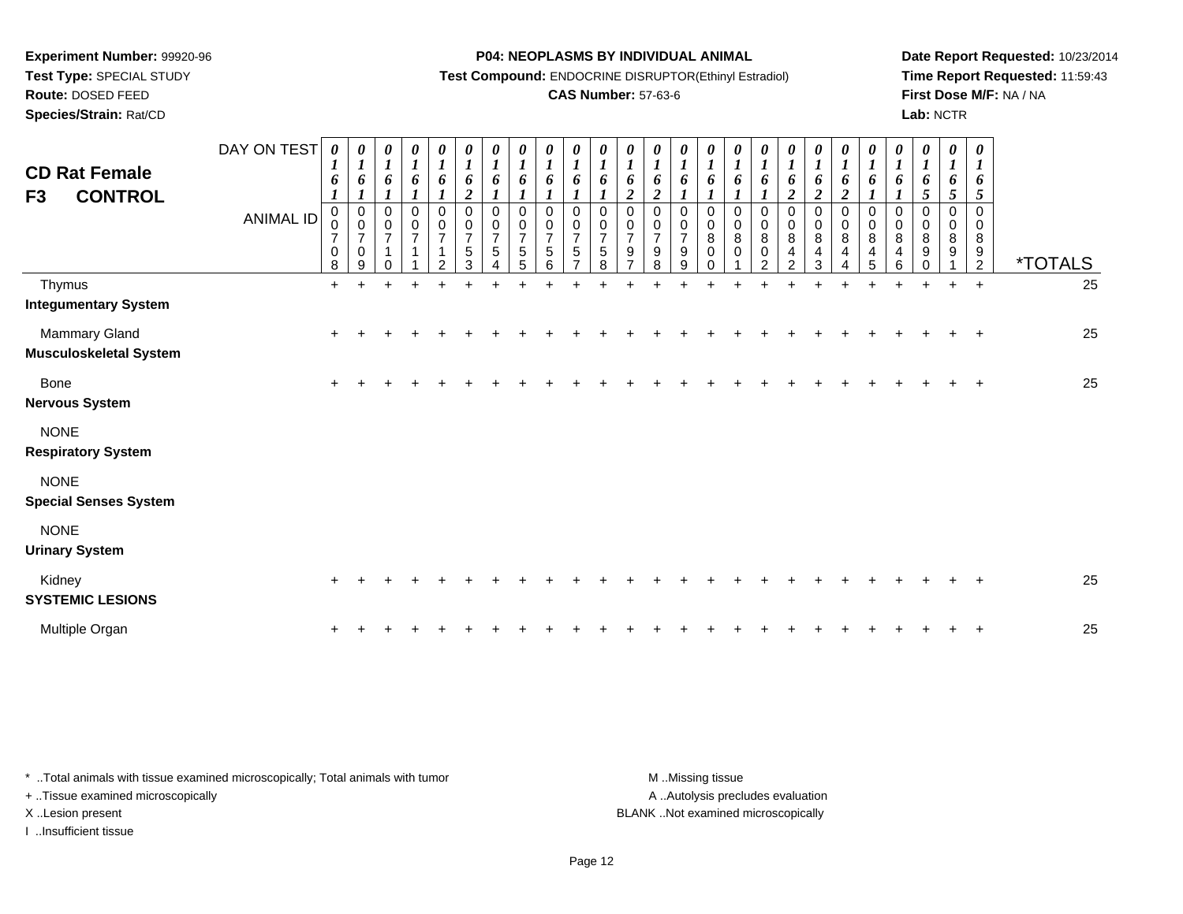**Experiment Number:** 99920-96
**Test Type:** SPECIAL STUDY
**Route:** DOSED FEED
**Species/Strain:** Rat/CD

**P04: NEOPLASMS BY INDIVIDUAL ANIMAL**
**Test Compound:** ENDOCRINE DISRUPTOR(Ethinyl Estradiol)
**CAS Number:** 57-63-6

**Date Report Requested:** 10/23/2014
**Time Report Requested:** 11:59:43
**First Dose M/F:** NA / NA
**Lab:** NCTR

## CD Rat Female
## F3 CONTROL

| DAY ON TEST | 0161 | 0161 | 0161 | 0161 | 0161 | 0162 | 0161 | 0161 | 0161 | 0161 | 0161 | 0162 | 0162 | 0161 | 0161 | 0161 | 0161 | 0162 | 0162 | 0162 | 0161 | 0161 | 0165 | 0165 | 0165 | |
|---|---|---|---|---|---|---|---|---|---|---|---|---|---|---|---|---|---|---|---|---|---|---|---|---|---|---|
| **ANIMAL ID** | 00708 | 00709 | 00710 | 00711 | 00712 | 00753 | 00754 | 00755 | 00756 | 00757 | 00758 | 00797 | 00798 | 00799 | 00800 | 00801 | 00802 | 00842 | 00843 | 00844 | 00845 | 00846 | 00890 | 00891 | 00892 | ***TOTALS** |
| Thymus | + | + | + | + | + | + | + | + | + | + | + | + | + | + | + | + | + | + | + | + | + | + | + | + | + | 25 |
| **Integumentary System** | | | | | | | | | | | | | | | | | | | | | | | | | | |
| Mammary Gland | + | + | + | + | + | + | + | + | + | + | + | + | + | + | + | + | + | + | + | + | + | + | + | + | + | 25 |
| **Musculoskeletal System** | | | | | | | | | | | | | | | | | | | | | | | | | | |
| Bone | + | + | + | + | + | + | + | + | + | + | + | + | + | + | + | + | + | + | + | + | + | + | + | + | + | 25 |
| **Nervous System** | | | | | | | | | | | | | | | | | | | | | | | | | | |
| NONE | | | | | | | | | | | | | | | | | | | | | | | | | | |
| **Respiratory System** | | | | | | | | | | | | | | | | | | | | | | | | | | |
| NONE | | | | | | | | | | | | | | | | | | | | | | | | | | |
| **Special Senses System** | | | | | | | | | | | | | | | | | | | | | | | | | | |
| NONE | | | | | | | | | | | | | | | | | | | | | | | | | | |
| **Urinary System** | | | | | | | | | | | | | | | | | | | | | | | | | | |
| Kidney | + | + | + | + | + | + | + | + | + | + | + | + | + | + | + | + | + | + | + | + | + | + | + | + | + | 25 |
| **SYSTEMIC LESIONS** | | | | | | | | | | | | | | | | | | | | | | | | | | |
| Multiple Organ | + | + | + | + | + | + | + | + | + | + | + | + | + | + | + | + | + | + | + | + | + | + | + | + | + | 25 |

\* ..Total animals with tissue examined microscopically; Total animals with tumor
\+ ..Tissue examined microscopically
X ..Lesion present
I ..Insufficient tissue

M ..Missing tissue
A ..Autolysis precludes evaluation
BLANK ..Not examined microscopically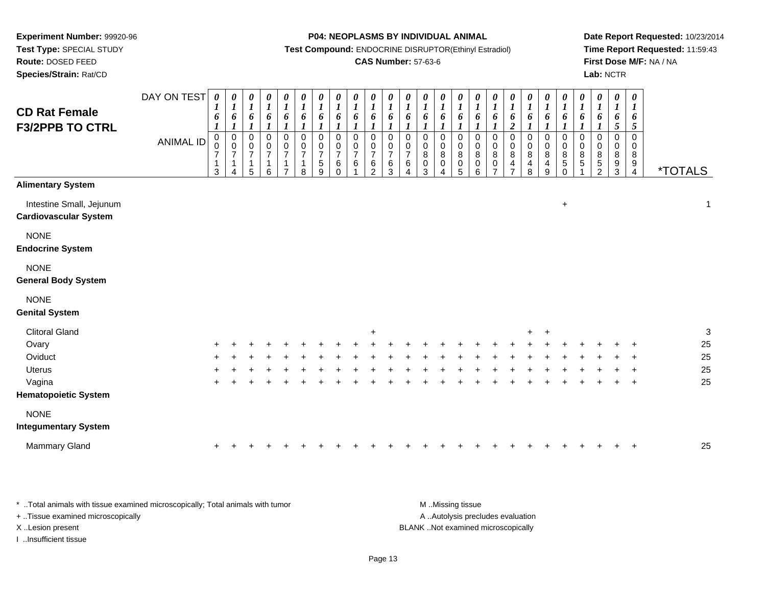**Experiment Number:** 99920-96
**Test Type:** SPECIAL STUDY
**Route:** DOSED FEED
**Species/Strain:** Rat/CD

**P04: NEOPLASMS BY INDIVIDUAL ANIMAL**
**Test Compound:** ENDOCRINE DISRUPTOR(Ethinyl Estradiol)
**CAS Number:** 57-63-6

**Date Report Requested:** 10/23/2014
**Time Report Requested:** 11:59:43
**First Dose M/F:** NA / NA
**Lab:** NCTR

## CD Rat Female F3/2PPB TO CTRL

| DAY ON TEST | 0161 | 0161 | 0161 | 0161 | 0161 | 0161 | 0161 | 0161 | 0161 | 0161 | 0161 | 0161 | 0161 | 0161 | 0161 | 0161 | 0161 | 0162 | 0161 | 0161 | 0161 | 0161 | 0161 | 0165 | 0165 | |
|---|---|---|---|---|---|---|---|---|---|---|---|---|---|---|---|---|---|---|---|---|---|---|---|---|---|---|
| **ANIMAL ID** | 00713 | 00714 | 00715 | 00716 | 00717 | 00718 | 00759 | 00760 | 00761 | 00762 | 00763 | 00764 | 00803 | 00804 | 00805 | 00806 | 00807 | 00847 | 00848 | 00849 | 00850 | 00851 | 00852 | 00893 | 00894 | ***TOTALS** |
| **Alimentary System** | | | | | | | | | | | | | | | | | | | | | | | | | | |
| Intestine Small, Jejunum | | | | | | | | | | | | | | | | | | | | | + | | | | | 1 |
| **Cardiovascular System** | | | | | | | | | | | | | | | | | | | | | | | | | | |
| NONE | | | | | | | | | | | | | | | | | | | | | | | | | | |
| **Endocrine System** | | | | | | | | | | | | | | | | | | | | | | | | | | |
| NONE | | | | | | | | | | | | | | | | | | | | | | | | | | |
| **General Body System** | | | | | | | | | | | | | | | | | | | | | | | | | | |
| NONE | | | | | | | | | | | | | | | | | | | | | | | | | | |
| **Genital System** | | | | | | | | | | | | | | | | | | | | | | | | | | |
| Clitoral Gland | | | | | | | | | | + | | | | | | | | | + | + | | | | | | 3 |
| Ovary | + | + | + | + | + | + | + | + | + | + | + | + | + | + | + | + | + | + | + | + | + | + | + | + | + | 25 |
| Oviduct | + | + | + | + | + | + | + | + | + | + | + | + | + | + | + | + | + | + | + | + | + | + | + | + | + | 25 |
| Uterus | + | + | + | + | + | + | + | + | + | + | + | + | + | + | + | + | + | + | + | + | + | + | + | + | + | 25 |
| Vagina | + | + | + | + | + | + | + | + | + | + | + | + | + | + | + | + | + | + | + | + | + | + | + | + | + | 25 |
| **Hematopoietic System** | | | | | | | | | | | | | | | | | | | | | | | | | | |
| NONE | | | | | | | | | | | | | | | | | | | | | | | | | | |
| **Integumentary System** | | | | | | | | | | | | | | | | | | | | | | | | | | |
| Mammary Gland | + | + | + | + | + | + | + | + | + | + | + | + | + | + | + | + | + | + | + | + | + | + | + | + | + | 25 |

* ..Total animals with tissue examined microscopically; Total animals with tumor
+ ..Tissue examined microscopically
X ..Lesion present
I ..Insufficient tissue

M ..Missing tissue
A ..Autolysis precludes evaluation
BLANK ..Not examined microscopically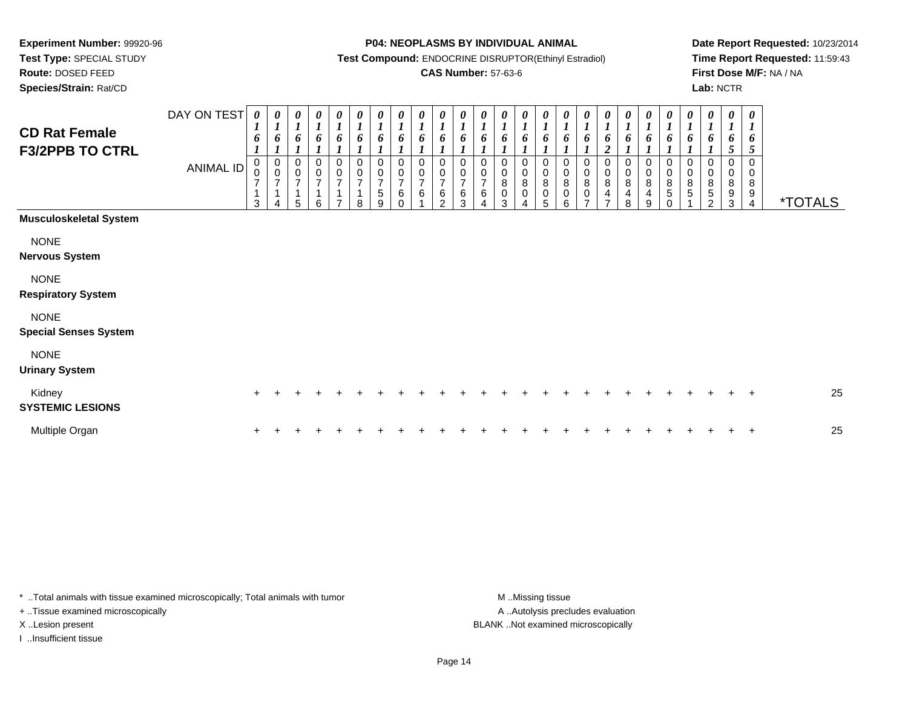**Experiment Number:** 99920-96
**Test Type:** SPECIAL STUDY
**Route:** DOSED FEED
**Species/Strain:** Rat/CD

**P04: NEOPLASMS BY INDIVIDUAL ANIMAL**
**Test Compound:** ENDOCRINE DISRUPTOR(Ethinyl Estradiol)
**CAS Number:** 57-63-6

**Date Report Requested:** 10/23/2014
**Time Report Requested:** 11:59:43
**First Dose M/F:** NA / NA
**Lab:** NCTR

## CD Rat Female F3/2PPB TO CTRL

| DAY ON TEST | 0161 | 0161 | 0161 | 0161 | 0161 | 0161 | 0161 | 0161 | 0161 | 0161 | 0161 | 0161 | 0161 | 0161 | 0161 | 0161 | 0161 | 0162 | 0161 | 0161 | 0161 | 0161 | 0161 | 0165 | 0165 | |
|---|---|---|---|---|---|---|---|---|---|---|---|---|---|---|---|---|---|---|---|---|---|---|---|---|---|---|
| **ANIMAL ID** | 00713 | 00714 | 00715 | 00716 | 00717 | 00718 | 00759 | 00760 | 00761 | 00762 | 00763 | 00764 | 00803 | 00804 | 00805 | 00806 | 00807 | 00847 | 00848 | 00849 | 00850 | 00851 | 00852 | 00893 | 00894 | ***TOTALS** |
| **Musculoskeletal System** | | | | | | | | | | | | | | | | | | | | | | | | | | |
| NONE | | | | | | | | | | | | | | | | | | | | | | | | | | |
| **Nervous System** | | | | | | | | | | | | | | | | | | | | | | | | | | |
| NONE | | | | | | | | | | | | | | | | | | | | | | | | | | |
| **Respiratory System** | | | | | | | | | | | | | | | | | | | | | | | | | | |
| NONE | | | | | | | | | | | | | | | | | | | | | | | | | | |
| **Special Senses System** | | | | | | | | | | | | | | | | | | | | | | | | | | |
| NONE | | | | | | | | | | | | | | | | | | | | | | | | | | |
| **Urinary System** | | | | | | | | | | | | | | | | | | | | | | | | | | |
| Kidney | + | + | + | + | + | + | + | + | + | + | + | + | + | + | + | + | + | + | + | + | + | + | + | + | + | 25 |
| **SYSTEMIC LESIONS** | | | | | | | | | | | | | | | | | | | | | | | | | | |
| Multiple Organ | + | + | + | + | + | + | + | + | + | + | + | + | + | + | + | + | + | + | + | + | + | + | + | + | + | 25 |

\* ..Total animals with tissue examined microscopically; Total animals with tumor
+ ..Tissue examined microscopically
X ..Lesion present
I ..Insufficient tissue

M ..Missing tissue
A ..Autolysis precludes evaluation
BLANK ..Not examined microscopically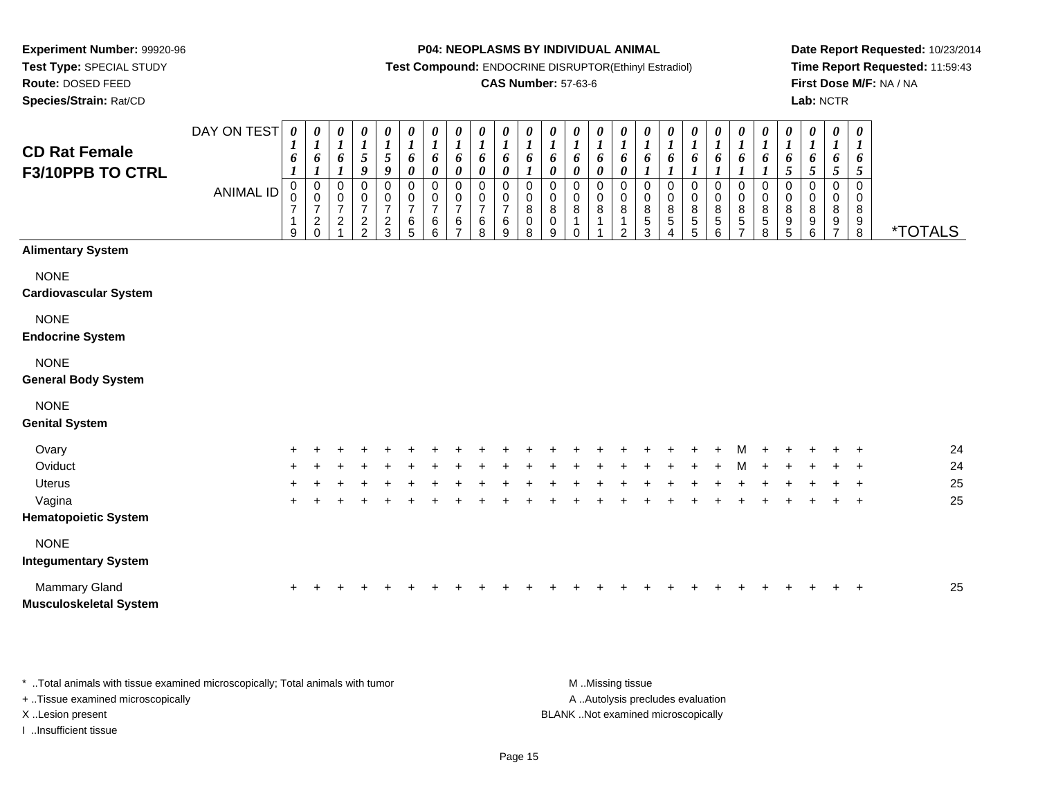**Experiment Number:** 99920-96
**Test Type:** SPECIAL STUDY
**Route:** DOSED FEED
**Species/Strain:** Rat/CD

**P04: NEOPLASMS BY INDIVIDUAL ANIMAL**
**Test Compound:** ENDOCRINE DISRUPTOR(Ethinyl Estradiol)
**CAS Number:** 57-63-6

**Date Report Requested:** 10/23/2014
**Time Report Requested:** 11:59:43
**First Dose M/F:** NA / NA
**Lab:** NCTR

# CD Rat Female F3/10PPB TO CTRL

| DAY ON TEST | 0161 | 0161 | 0161 | 0159 | 0159 | 0160 | 0160 | 0160 | 0160 | 0160 | 0161 | 0160 | 0160 | 0160 | 0160 | 0161 | 0161 | 0161 | 0161 | 0161 | 0161 | 0165 | 0165 | 0165 | 0165 | |
|---|---|---|---|---|---|---|---|---|---|---|---|---|---|---|---|---|---|---|---|---|---|---|---|---|---|---|
| **ANIMAL ID** | 00719 | 00720 | 00721 | 00722 | 00723 | 00765 | 00766 | 00767 | 00768 | 00769 | 00808 | 00809 | 00810 | 00811 | 00812 | 00853 | 00854 | 00855 | 00856 | 00857 | 00858 | 00895 | 00896 | 00897 | 00898 | ***TOTALS** |
| **Alimentary System** | | | | | | | | | | | | | | | | | | | | | | | | | | |
| NONE | | | | | | | | | | | | | | | | | | | | | | | | | | |
| **Cardiovascular System** | | | | | | | | | | | | | | | | | | | | | | | | | | |
| NONE | | | | | | | | | | | | | | | | | | | | | | | | | | |
| **Endocrine System** | | | | | | | | | | | | | | | | | | | | | | | | | | |
| NONE | | | | | | | | | | | | | | | | | | | | | | | | | | |
| **General Body System** | | | | | | | | | | | | | | | | | | | | | | | | | | |
| NONE | | | | | | | | | | | | | | | | | | | | | | | | | | |
| **Genital System** | | | | | | | | | | | | | | | | | | | | | | | | | | |
| Ovary | + | + | + | + | + | + | + | + | + | + | + | + | + | + | + | + | + | + | + | M | + | + | + | + | + | 24 |
| Oviduct | + | + | + | + | + | + | + | + | + | + | + | + | + | + | + | + | + | + | + | M | + | + | + | + | + | 24 |
| Uterus | + | + | + | + | + | + | + | + | + | + | + | + | + | + | + | + | + | + | + | + | + | + | + | + | + | 25 |
| Vagina | + | + | + | + | + | + | + | + | + | + | + | + | + | + | + | + | + | + | + | + | + | + | + | + | + | 25 |
| **Hematopoietic System** | | | | | | | | | | | | | | | | | | | | | | | | | | |
| NONE | | | | | | | | | | | | | | | | | | | | | | | | | | |
| **Integumentary System** | | | | | | | | | | | | | | | | | | | | | | | | | | |
| Mammary Gland | + | + | + | + | + | + | + | + | + | + | + | + | + | + | + | + | + | + | + | + | + | + | + | + | + | 25 |
| **Musculoskeletal System** | | | | | | | | | | | | | | | | | | | | | | | | | | |

* ..Total animals with tissue examined microscopically; Total animals with tumor
+ ..Tissue examined microscopically
X ..Lesion present
I ..Insufficient tissue

M ..Missing tissue
A ..Autolysis precludes evaluation
BLANK ..Not examined microscopically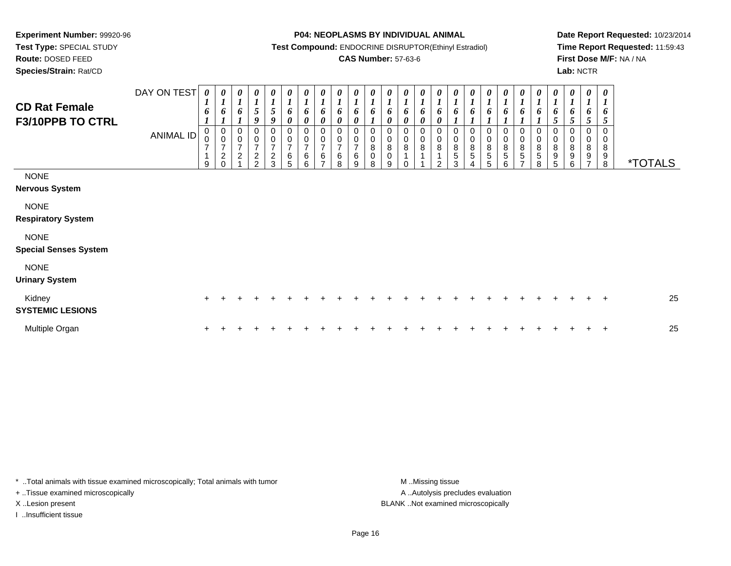**Experiment Number:** 99920-96
**Test Type:** SPECIAL STUDY
**Route:** DOSED FEED
**Species/Strain:** Rat/CD

**P04: NEOPLASMS BY INDIVIDUAL ANIMAL**
**Test Compound:** ENDOCRINE DISRUPTOR(Ethinyl Estradiol)
**CAS Number:** 57-63-6

**Date Report Requested:** 10/23/2014
**Time Report Requested:** 11:59:43
**First Dose M/F:** NA / NA
**Lab:** NCTR

## CD Rat Female F3/10PPB TO CTRL

| DAY ON TEST | 0161 | 0161 | 0161 | 0159 | 0159 | 0160 | 0160 | 0160 | 0160 | 0160 | 0161 | 0160 | 0160 | 0160 | 0160 | 0161 | 0161 | 0161 | 0161 | 0161 | 0161 | 0165 | 0165 | 0165 | 0165 | |
|---|---|---|---|---|---|---|---|---|---|---|---|---|---|---|---|---|---|---|---|---|---|---|---|---|---|---|
| **ANIMAL ID** | 00719 | 00720 | 00721 | 00722 | 00723 | 00765 | 00766 | 00767 | 00768 | 00769 | 00808 | 00809 | 00810 | 00811 | 00812 | 00853 | 00854 | 00855 | 00856 | 00857 | 00858 | 00895 | 00896 | 00897 | 00898 | ***TOTALS** |
| NONE | | | | | | | | | | | | | | | | | | | | | | | | | | |
| **Nervous System** | | | | | | | | | | | | | | | | | | | | | | | | | | |
| NONE | | | | | | | | | | | | | | | | | | | | | | | | | | |
| **Respiratory System** | | | | | | | | | | | | | | | | | | | | | | | | | | |
| NONE | | | | | | | | | | | | | | | | | | | | | | | | | | |
| **Special Senses System** | | | | | | | | | | | | | | | | | | | | | | | | | | |
| NONE | | | | | | | | | | | | | | | | | | | | | | | | | | |
| **Urinary System** | | | | | | | | | | | | | | | | | | | | | | | | | | |
| Kidney | + | + | + | + | + | + | + | + | + | + | + | + | + | + | + | + | + | + | + | + | + | + | + | + | + | 25 |
| **SYSTEMIC LESIONS** | | | | | | | | | | | | | | | | | | | | | | | | | | |
| Multiple Organ | + | + | + | + | + | + | + | + | + | + | + | + | + | + | + | + | + | + | + | + | + | + | + | + | + | 25 |

\* ..Total animals with tissue examined microscopically; Total animals with tumor
+ ..Tissue examined microscopically
X ..Lesion present
I ..Insufficient tissue

M ..Missing tissue
A ..Autolysis precludes evaluation
BLANK ..Not examined microscopically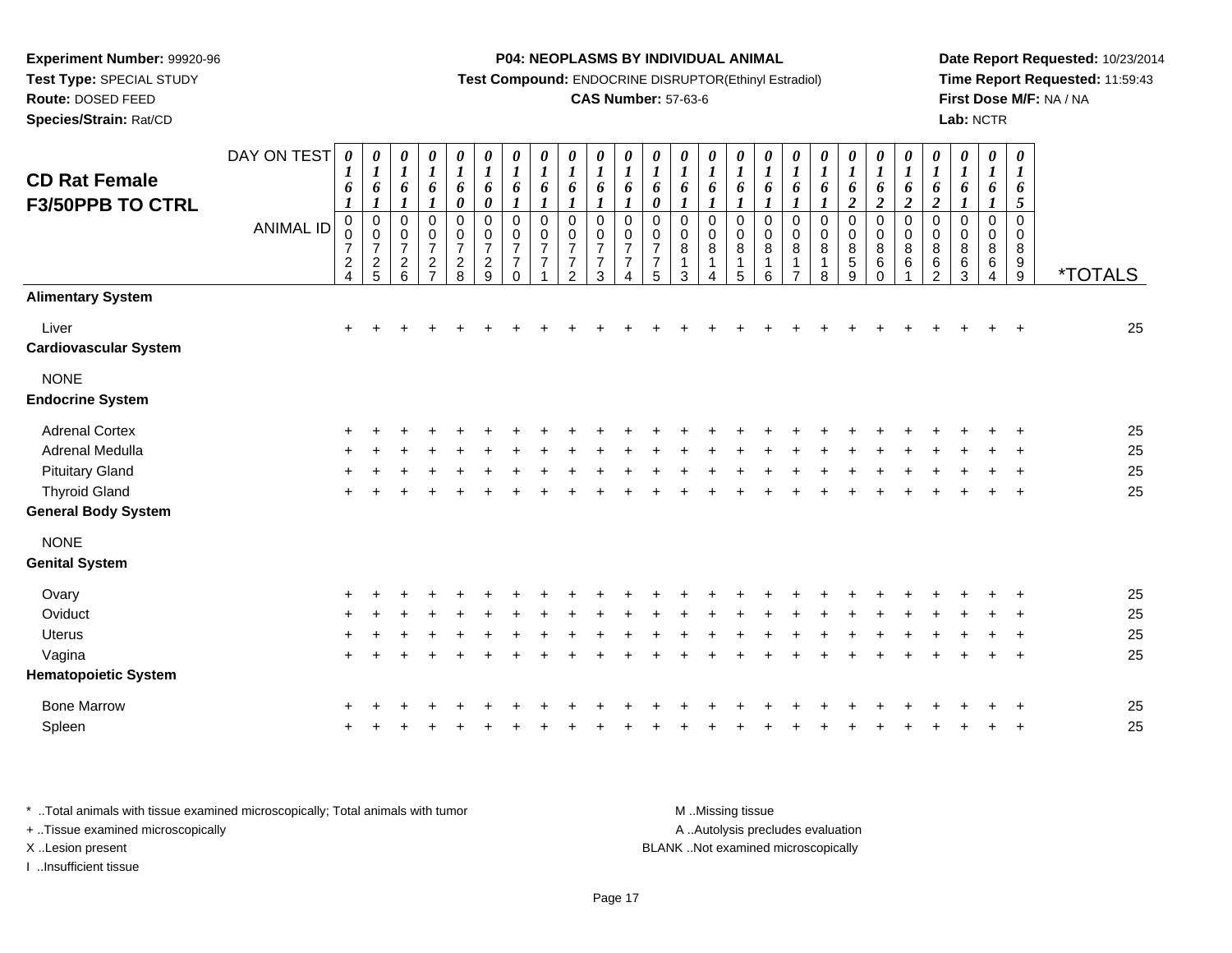**Experiment Number:** 99920-96
**Test Type:** SPECIAL STUDY
**Route:** DOSED FEED
**Species/Strain:** Rat/CD

**P04: NEOPLASMS BY INDIVIDUAL ANIMAL**
**Test Compound:** ENDOCRINE DISRUPTOR(Ethinyl Estradiol)
**CAS Number:** 57-63-6

**Date Report Requested:** 10/23/2014
**Time Report Requested:** 11:59:43
**First Dose M/F:** NA / NA
**Lab:** NCTR

## CD Rat Female F3/50PPB TO CTRL

| DAY ON TEST | 0161 | 0161 | 0161 | 0161 | 0160 | 0160 | 0161 | 0161 | 0161 | 0161 | 0161 | 0160 | 0161 | 0161 | 0161 | 0161 | 0161 | 0161 | 0162 | 0162 | 0162 | 0162 | 0161 | 0161 | 0165 | |
|---|---|---|---|---|---|---|---|---|---|---|---|---|---|---|---|---|---|---|---|---|---|---|---|---|---|---|
| **ANIMAL ID** | 00724 | 00725 | 00726 | 00727 | 00728 | 00729 | 00770 | 00771 | 00772 | 00773 | 00774 | 00775 | 00813 | 00814 | 00815 | 00816 | 00817 | 00818 | 00859 | 00860 | 00861 | 00862 | 00863 | 00864 | 00899 | ***TOTALS** |
| **Alimentary System** | | | | | | | | | | | | | | | | | | | | | | | | | | |
| Liver | + | + | + | + | + | + | + | + | + | + | + | + | + | + | + | + | + | + | + | + | + | + | + | + | + | 25 |
| **Cardiovascular System** | | | | | | | | | | | | | | | | | | | | | | | | | | |
| NONE | | | | | | | | | | | | | | | | | | | | | | | | | | |
| **Endocrine System** | | | | | | | | | | | | | | | | | | | | | | | | | | |
| Adrenal Cortex | + | + | + | + | + | + | + | + | + | + | + | + | + | + | + | + | + | + | + | + | + | + | + | + | + | 25 |
| Adrenal Medulla | + | + | + | + | + | + | + | + | + | + | + | + | + | + | + | + | + | + | + | + | + | + | + | + | + | 25 |
| Pituitary Gland | + | + | + | + | + | + | + | + | + | + | + | + | + | + | + | + | + | + | + | + | + | + | + | + | + | 25 |
| Thyroid Gland | + | + | + | + | + | + | + | + | + | + | + | + | + | + | + | + | + | + | + | + | + | + | + | + | + | 25 |
| **General Body System** | | | | | | | | | | | | | | | | | | | | | | | | | | |
| NONE | | | | | | | | | | | | | | | | | | | | | | | | | | |
| **Genital System** | | | | | | | | | | | | | | | | | | | | | | | | | | |
| Ovary | + | + | + | + | + | + | + | + | + | + | + | + | + | + | + | + | + | + | + | + | + | + | + | + | + | 25 |
| Oviduct | + | + | + | + | + | + | + | + | + | + | + | + | + | + | + | + | + | + | + | + | + | + | + | + | + | 25 |
| Uterus | + | + | + | + | + | + | + | + | + | + | + | + | + | + | + | + | + | + | + | + | + | + | + | + | + | 25 |
| Vagina | + | + | + | + | + | + | + | + | + | + | + | + | + | + | + | + | + | + | + | + | + | + | + | + | + | 25 |
| **Hematopoietic System** | | | | | | | | | | | | | | | | | | | | | | | | | | |
| Bone Marrow | + | + | + | + | + | + | + | + | + | + | + | + | + | + | + | + | + | + | + | + | + | + | + | + | + | 25 |
| Spleen | + | + | + | + | + | + | + | + | + | + | + | + | + | + | + | + | + | + | + | + | + | + | + | + | + | 25 |

\* ..Total animals with tissue examined microscopically; Total animals with tumor
\+ ..Tissue examined microscopically
X ..Lesion present
I ..Insufficient tissue

M ..Missing tissue
A ..Autolysis precludes evaluation
BLANK ..Not examined microscopically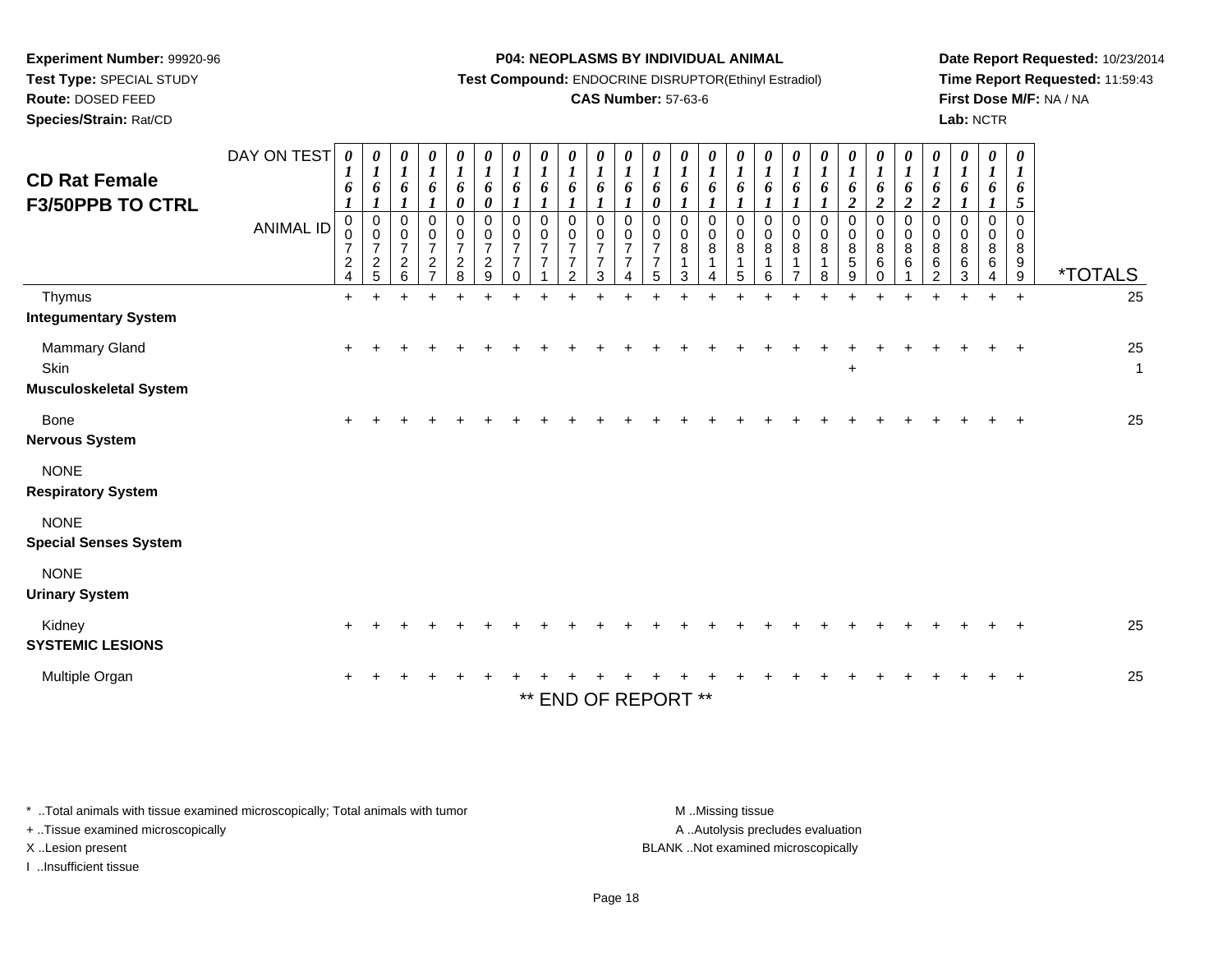**Experiment Number:** 99920-96
**Test Type:** SPECIAL STUDY
**Route:** DOSED FEED
**Species/Strain:** Rat/CD

**P04: NEOPLASMS BY INDIVIDUAL ANIMAL**
**Test Compound:** ENDOCRINE DISRUPTOR(Ethinyl Estradiol)
**CAS Number:** 57-63-6

**Date Report Requested:** 10/23/2014
**Time Report Requested:** 11:59:43
**First Dose M/F:** NA / NA
**Lab:** NCTR

# CD Rat Female F3/50PPB TO CTRL

| DAY ON TEST | 0161 | 0161 | 0161 | 0161 | 0160 | 0160 | 0161 | 0161 | 0161 | 0161 | 0161 | 0160 | 0161 | 0161 | 0161 | 0161 | 0161 | 0161 | 0162 | 0162 | 0162 | 0162 | 0161 | 0161 | 0165 | |
|---|---|---|---|---|---|---|---|---|---|---|---|---|---|---|---|---|---|---|---|---|---|---|---|---|---|---|
| **ANIMAL ID** | 00724 | 00725 | 00726 | 00727 | 00728 | 00729 | 00770 | 00771 | 00772 | 00773 | 00774 | 00775 | 00813 | 00814 | 00815 | 00816 | 00817 | 00818 | 00859 | 00860 | 00861 | 00862 | 00863 | 00864 | 00899 | ***TOTALS** |
| Thymus | + | + | + | + | + | + | + | + | + | + | + | + | + | + | + | + | + | + | + | + | + | + | + | + | + | 25 |
| **Integumentary System** | | | | | | | | | | | | | | | | | | | | | | | | | | |
| Mammary Gland | + | + | + | + | + | + | + | + | + | + | + | + | + | + | + | + | + | + | + | + | + | + | + | + | + | 25 |
| Skin | | | | | | | | | | | | | | | | | | | + | | | | | | | 1 |
| **Musculoskeletal System** | | | | | | | | | | | | | | | | | | | | | | | | | | |
| Bone | + | + | + | + | + | + | + | + | + | + | + | + | + | + | + | + | + | + | + | + | + | + | + | + | + | 25 |
| **Nervous System** | | | | | | | | | | | | | | | | | | | | | | | | | | |
| NONE | | | | | | | | | | | | | | | | | | | | | | | | | | |
| **Respiratory System** | | | | | | | | | | | | | | | | | | | | | | | | | | |
| NONE | | | | | | | | | | | | | | | | | | | | | | | | | | |
| **Special Senses System** | | | | | | | | | | | | | | | | | | | | | | | | | | |
| NONE | | | | | | | | | | | | | | | | | | | | | | | | | | |
| **Urinary System** | | | | | | | | | | | | | | | | | | | | | | | | | | |
| Kidney | + | + | + | + | + | + | + | + | + | + | + | + | + | + | + | + | + | + | + | + | + | + | + | + | + | 25 |
| **SYSTEMIC LESIONS** | | | | | | | | | | | | | | | | | | | | | | | | | | |
| Multiple Organ | + | + | + | + | + | + | + | + | + | + | + | + | + | + | + | + | + | + | + | + | + | + | + | + | + | 25 |

** END OF REPORT **

* ..Total animals with tissue examined microscopically; Total animals with tumor
+ ..Tissue examined microscopically
X ..Lesion present
I ..Insufficient tissue

M ..Missing tissue
A ..Autolysis precludes evaluation
BLANK ..Not examined microscopically